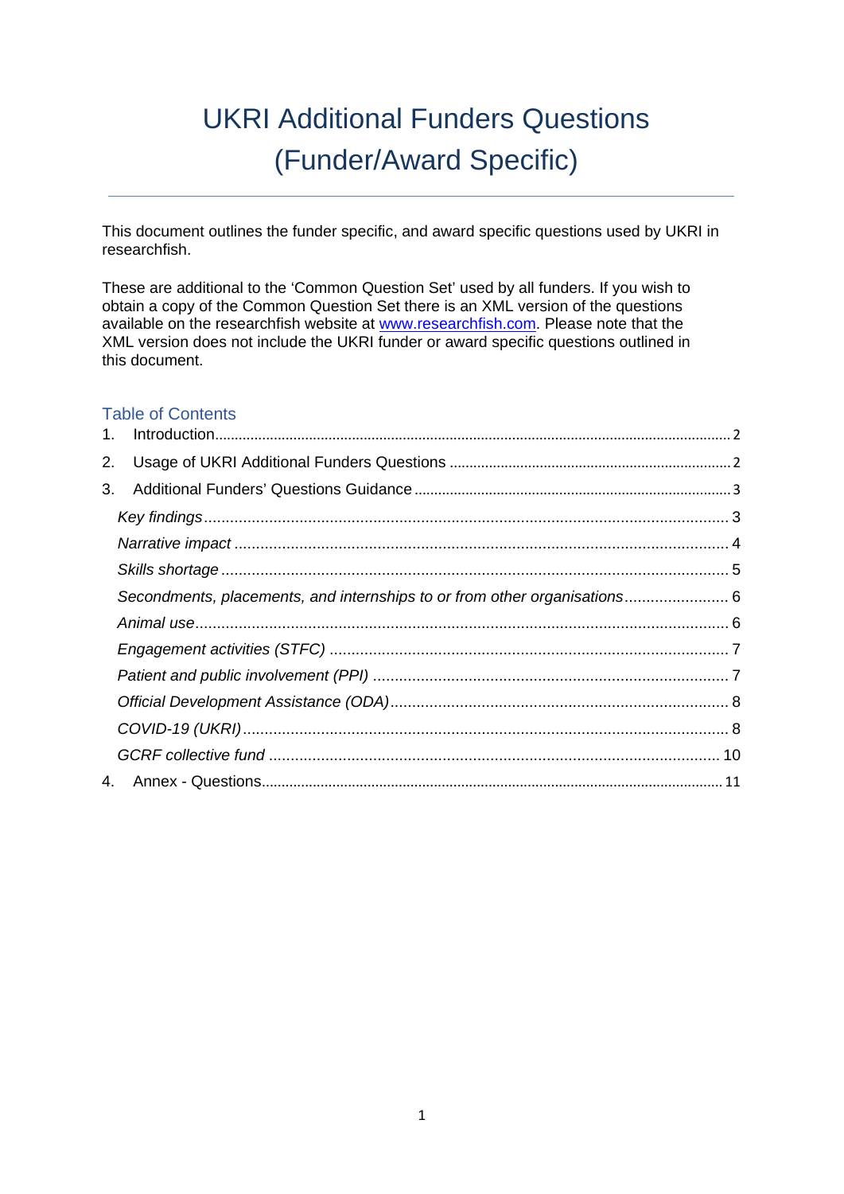# UKRI Additional Funders Questions (Funder/Award Specific)

This document outlines the funder specific, and award specific questions used by UKRI in researchfish.

These are additional to the 'Common Question Set' used by all funders. If you wish to obtain a copy of the Common Question Set there is an XML version of the questions available on the researchfish website at [www.researchfish.com](www.researchfish.com). Please note that the XML version does not include the UKRI funder or award specific questions outlined in this document.

## Table of Contents

1. Introduction .......... 2
2. Usage of UKRI Additional Funders Questions .......... 2
3. Additional Funders' Questions Guidance .......... 3
   - *Key findings* .......... 3
   - *Narrative impact* .......... 4
   - *Skills shortage* .......... 5
   - *Secondments, placements, and internships to or from other organisations* .......... 6
   - *Animal use* .......... 6
   - *Engagement activities (STFC)* .......... 7
   - *Patient and public involvement (PPI)* .......... 7
   - *Official Development Assistance (ODA)* .......... 8
   - *COVID-19 (UKRI)* .......... 8
   - *GCRF collective fund* .......... 10
4. Annex - Questions .......... 11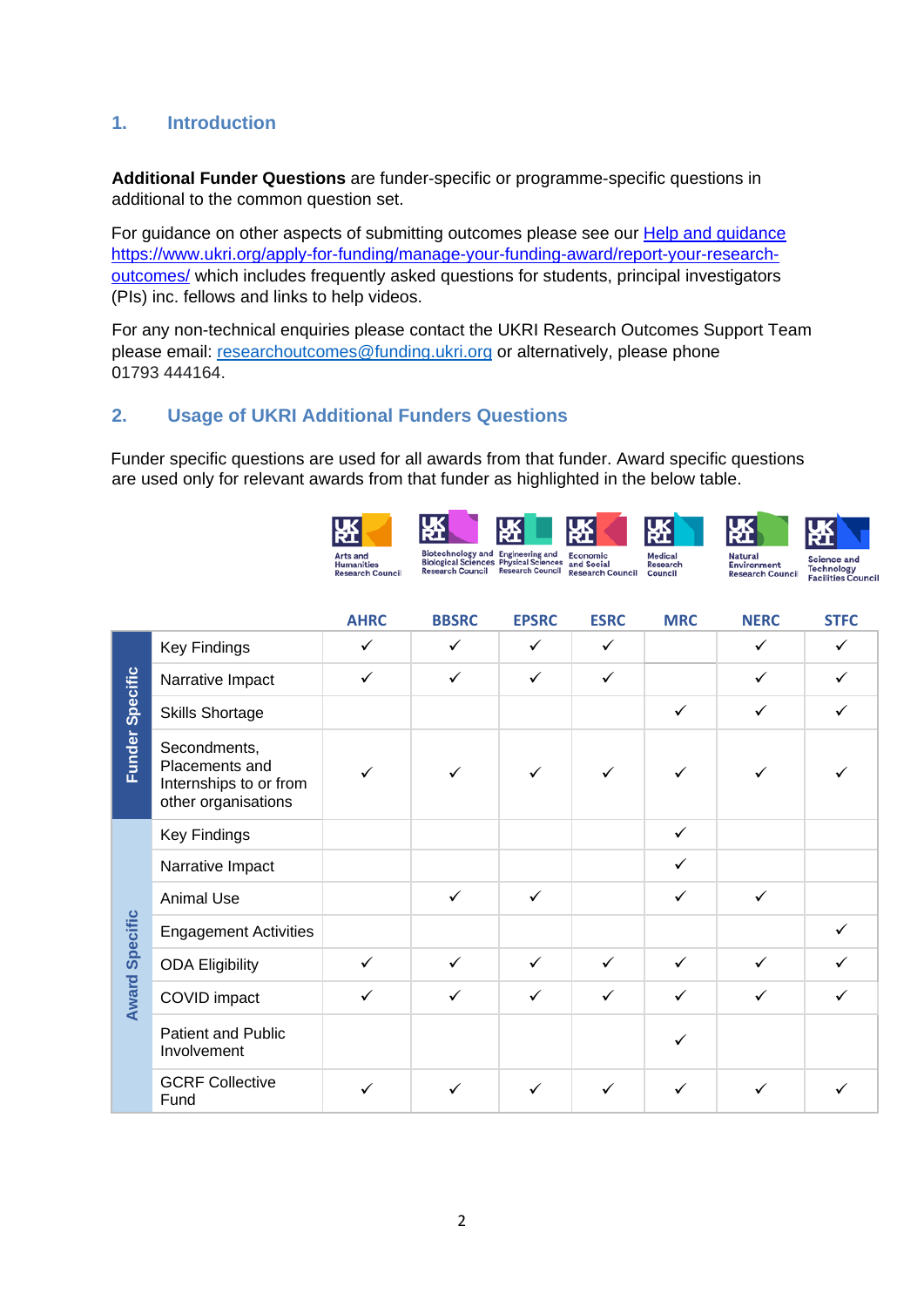## 1. Introduction

**Additional Funder Questions** are funder-specific or programme-specific questions in additional to the common question set.

For guidance on other aspects of submitting outcomes please see our [Help and guidance](https://www.ukri.org/apply-for-funding/manage-your-funding-award/report-your-research-outcomes/) https://www.ukri.org/apply-for-funding/manage-your-funding-award/report-your-research-outcomes/ which includes frequently asked questions for students, principal investigators (PIs) inc. fellows and links to help videos.

For any non-technical enquiries please contact the UKRI Research Outcomes Support Team please email: researchoutcomes@funding.ukri.org or alternatively, please phone 01793 444164.

## 2. Usage of UKRI Additional Funders Questions

Funder specific questions are used for all awards from that funder. Award specific questions are used only for relevant awards from that funder as highlighted in the below table.

| | | AHRC | BBSRC | EPSRC | ESRC | MRC | NERC | STFC |
|---|---|---|---|---|---|---|---|---|
| | | Arts and Humanities Research Council | Biotechnology and Biological Sciences Research Council | Engineering and Physical Sciences Research Council | Economic and Social Research Council | Medical Research Council | Natural Environment Research Council | Science and Technology Facilities Council |
| Funder Specific | Key Findings | ✓ | ✓ | ✓ | ✓ | | ✓ | ✓ |
| | Narrative Impact | ✓ | ✓ | ✓ | ✓ | | ✓ | ✓ |
| | Skills Shortage | | | | | ✓ | ✓ | ✓ |
| | Secondments, Placements and Internships to or from other organisations | ✓ | ✓ | ✓ | ✓ | ✓ | ✓ | ✓ |
| Award Specific | Key Findings | | | | | ✓ | | |
| | Narrative Impact | | | | | ✓ | | |
| | Animal Use | | ✓ | ✓ | | ✓ | ✓ | |
| | Engagement Activities | | | | | | | ✓ |
| | ODA Eligibility | ✓ | ✓ | ✓ | ✓ | ✓ | ✓ | ✓ |
| | COVID impact | ✓ | ✓ | ✓ | ✓ | ✓ | ✓ | ✓ |
| | Patient and Public Involvement | | | | | ✓ | | |
| | GCRF Collective Fund | ✓ | ✓ | ✓ | ✓ | ✓ | ✓ | ✓ |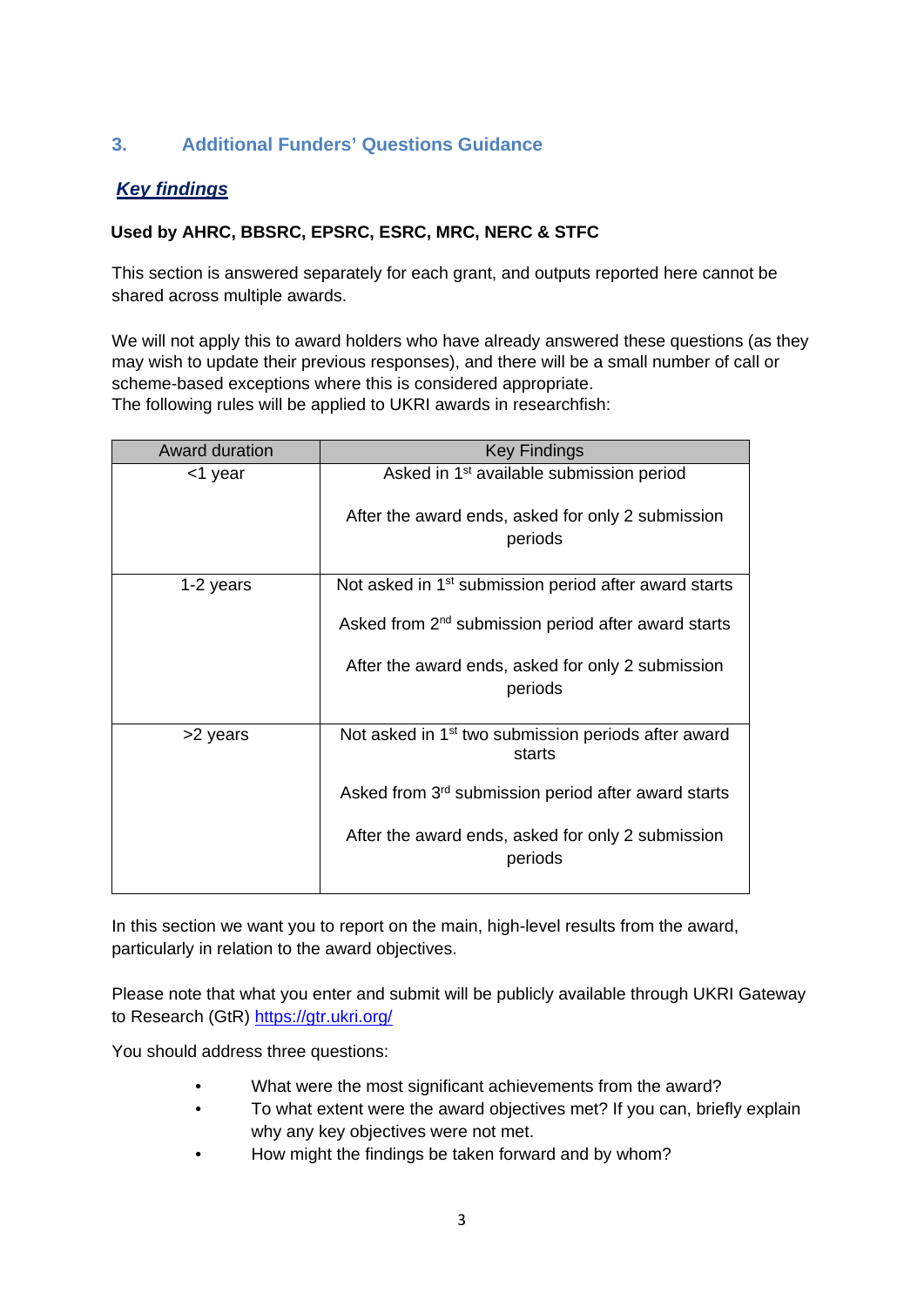## 3. Additional Funders' Questions Guidance

### ***Key findings***

**Used by AHRC, BBSRC, EPSRC, ESRC, MRC, NERC & STFC**

This section is answered separately for each grant, and outputs reported here cannot be shared across multiple awards.

We will not apply this to award holders who have already answered these questions (as they may wish to update their previous responses), and there will be a small number of call or scheme-based exceptions where this is considered appropriate.
The following rules will be applied to UKRI awards in researchfish:

| Award duration | Key Findings |
|---|---|
| <1 year | Asked in 1st available submission period<br><br>After the award ends, asked for only 2 submission periods |
| 1-2 years | Not asked in 1st submission period after award starts<br><br>Asked from 2nd submission period after award starts<br><br>After the award ends, asked for only 2 submission periods |
| >2 years | Not asked in 1st two submission periods after award starts<br><br>Asked from 3rd submission period after award starts<br><br>After the award ends, asked for only 2 submission periods |

In this section we want you to report on the main, high-level results from the award, particularly in relation to the award objectives.

Please note that what you enter and submit will be publicly available through UKRI Gateway to Research (GtR) https://gtr.ukri.org/

You should address three questions:

- What were the most significant achievements from the award?
- To what extent were the award objectives met? If you can, briefly explain why any key objectives were not met.
- How might the findings be taken forward and by whom?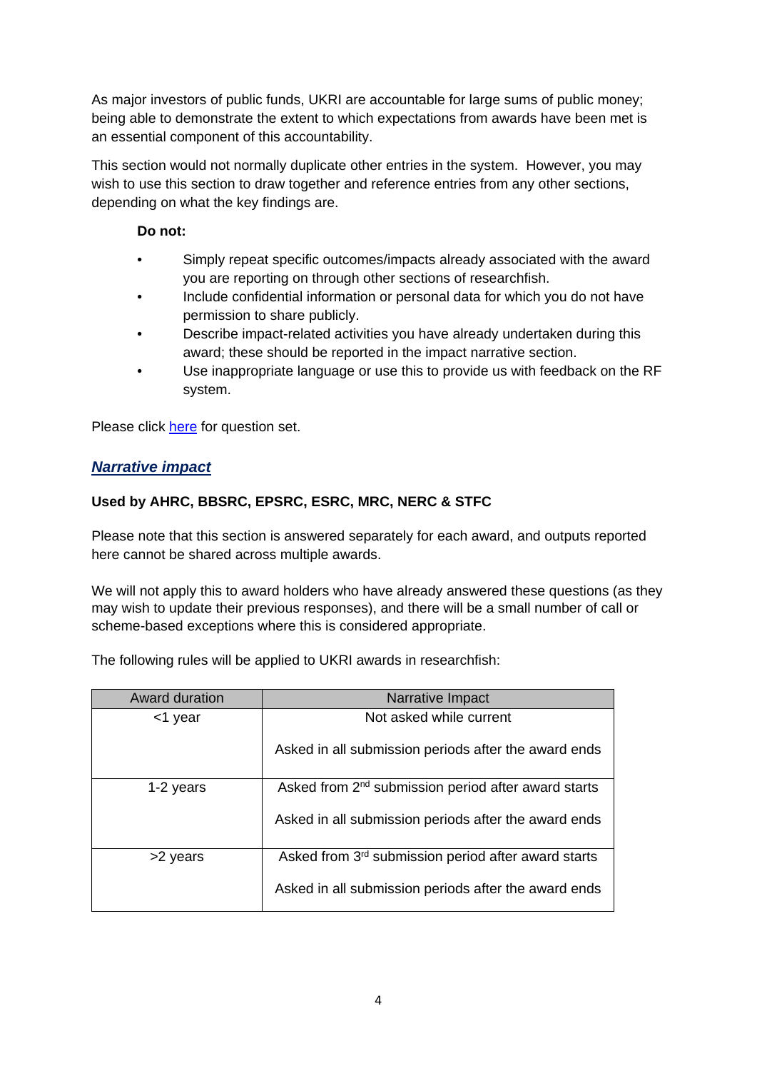As major investors of public funds, UKRI are accountable for large sums of public money; being able to demonstrate the extent to which expectations from awards have been met is an essential component of this accountability.

This section would not normally duplicate other entries in the system. However, you may wish to use this section to draw together and reference entries from any other sections, depending on what the key findings are.

**Do not:**

- Simply repeat specific outcomes/impacts already associated with the award you are reporting on through other sections of researchfish.
- Include confidential information or personal data for which you do not have permission to share publicly.
- Describe impact-related activities you have already undertaken during this award; these should be reported in the impact narrative section.
- Use inappropriate language or use this to provide us with feedback on the RF system.

Please click here for question set.

## ***Narrative impact***

**Used by AHRC, BBSRC, EPSRC, ESRC, MRC, NERC & STFC**

Please note that this section is answered separately for each award, and outputs reported here cannot be shared across multiple awards.

We will not apply this to award holders who have already answered these questions (as they may wish to update their previous responses), and there will be a small number of call or scheme-based exceptions where this is considered appropriate.

The following rules will be applied to UKRI awards in researchfish:

| Award duration | Narrative Impact |
| --- | --- |
| <1 year | Not asked while current<br><br>Asked in all submission periods after the award ends |
| 1-2 years | Asked from 2nd submission period after award starts<br><br>Asked in all submission periods after the award ends |
| >2 years | Asked from 3rd submission period after award starts<br><br>Asked in all submission periods after the award ends |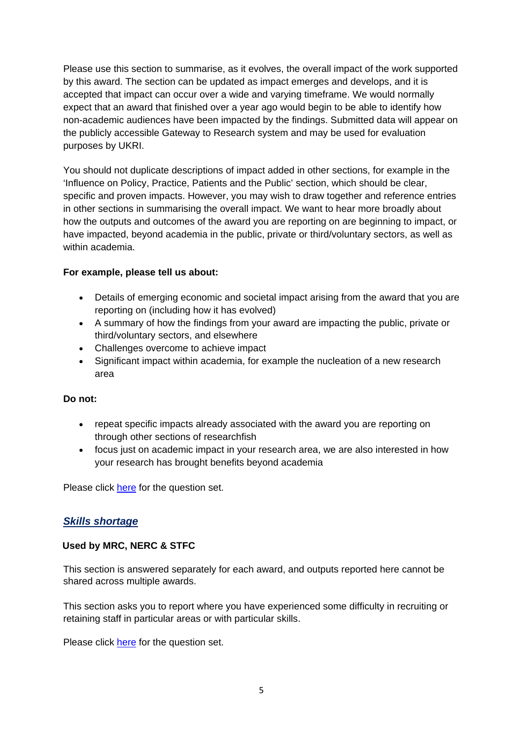Please use this section to summarise, as it evolves, the overall impact of the work supported by this award. The section can be updated as impact emerges and develops, and it is accepted that impact can occur over a wide and varying timeframe. We would normally expect that an award that finished over a year ago would begin to be able to identify how non-academic audiences have been impacted by the findings. Submitted data will appear on the publicly accessible Gateway to Research system and may be used for evaluation purposes by UKRI.

You should not duplicate descriptions of impact added in other sections, for example in the 'Influence on Policy, Practice, Patients and the Public' section, which should be clear, specific and proven impacts. However, you may wish to draw together and reference entries in other sections in summarising the overall impact. We want to hear more broadly about how the outputs and outcomes of the award you are reporting on are beginning to impact, or have impacted, beyond academia in the public, private or third/voluntary sectors, as well as within academia.

**For example, please tell us about:**

- Details of emerging economic and societal impact arising from the award that you are reporting on (including how it has evolved)
- A summary of how the findings from your award are impacting the public, private or third/voluntary sectors, and elsewhere
- Challenges overcome to achieve impact
- Significant impact within academia, for example the nucleation of a new research area

**Do not:**

- repeat specific impacts already associated with the award you are reporting on through other sections of researchfish
- focus just on academic impact in your research area, we are also interested in how your research has brought benefits beyond academia

Please click [here]() for the question set.

## ***Skills shortage***

**Used by MRC, NERC & STFC**

This section is answered separately for each award, and outputs reported here cannot be shared across multiple awards.

This section asks you to report where you have experienced some difficulty in recruiting or retaining staff in particular areas or with particular skills.

Please click [here]() for the question set.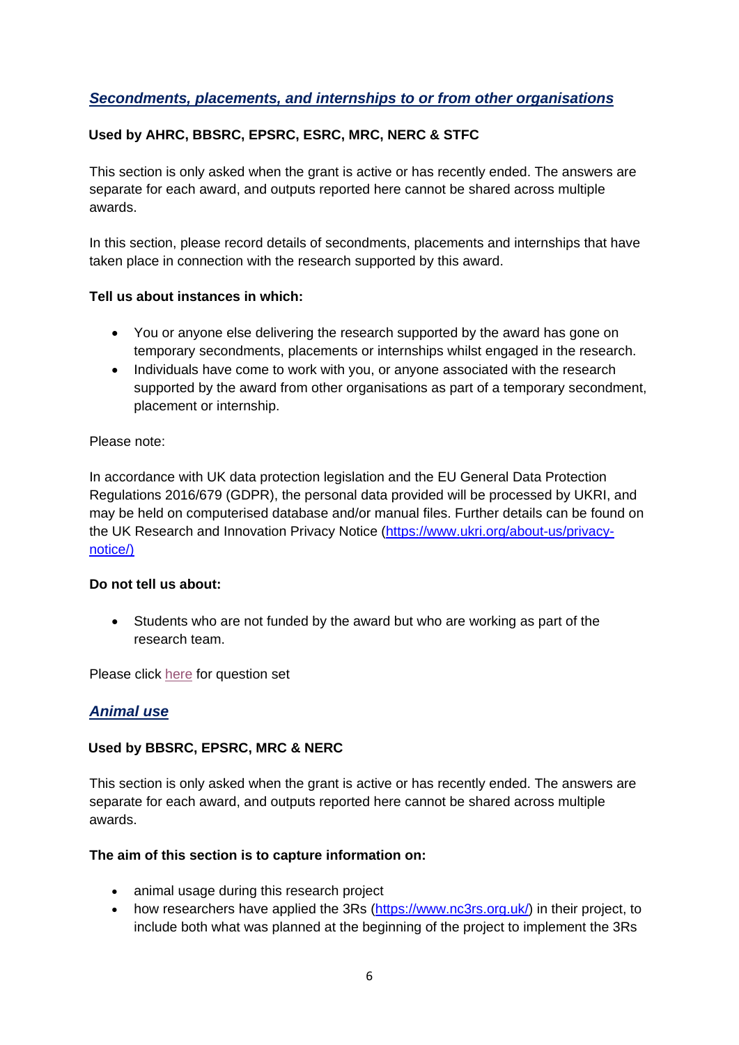## *Secondments, placements, and internships to or from other organisations*

**Used by AHRC, BBSRC, EPSRC, ESRC, MRC, NERC & STFC**

This section is only asked when the grant is active or has recently ended. The answers are separate for each award, and outputs reported here cannot be shared across multiple awards.

In this section, please record details of secondments, placements and internships that have taken place in connection with the research supported by this award.

**Tell us about instances in which:**

- You or anyone else delivering the research supported by the award has gone on temporary secondments, placements or internships whilst engaged in the research.
- Individuals have come to work with you, or anyone associated with the research supported by the award from other organisations as part of a temporary secondment, placement or internship.

Please note:

In accordance with UK data protection legislation and the EU General Data Protection Regulations 2016/679 (GDPR), the personal data provided will be processed by UKRI, and may be held on computerised database and/or manual files. Further details can be found on the UK Research and Innovation Privacy Notice (https://www.ukri.org/about-us/privacy-notice/)

**Do not tell us about:**

- Students who are not funded by the award but who are working as part of the research team.

Please click here for question set

## *Animal use*

**Used by BBSRC, EPSRC, MRC & NERC**

This section is only asked when the grant is active or has recently ended. The answers are separate for each award, and outputs reported here cannot be shared across multiple awards.

**The aim of this section is to capture information on:**

- animal usage during this research project
- how researchers have applied the 3Rs (https://www.nc3rs.org.uk/) in their project, to include both what was planned at the beginning of the project to implement the 3Rs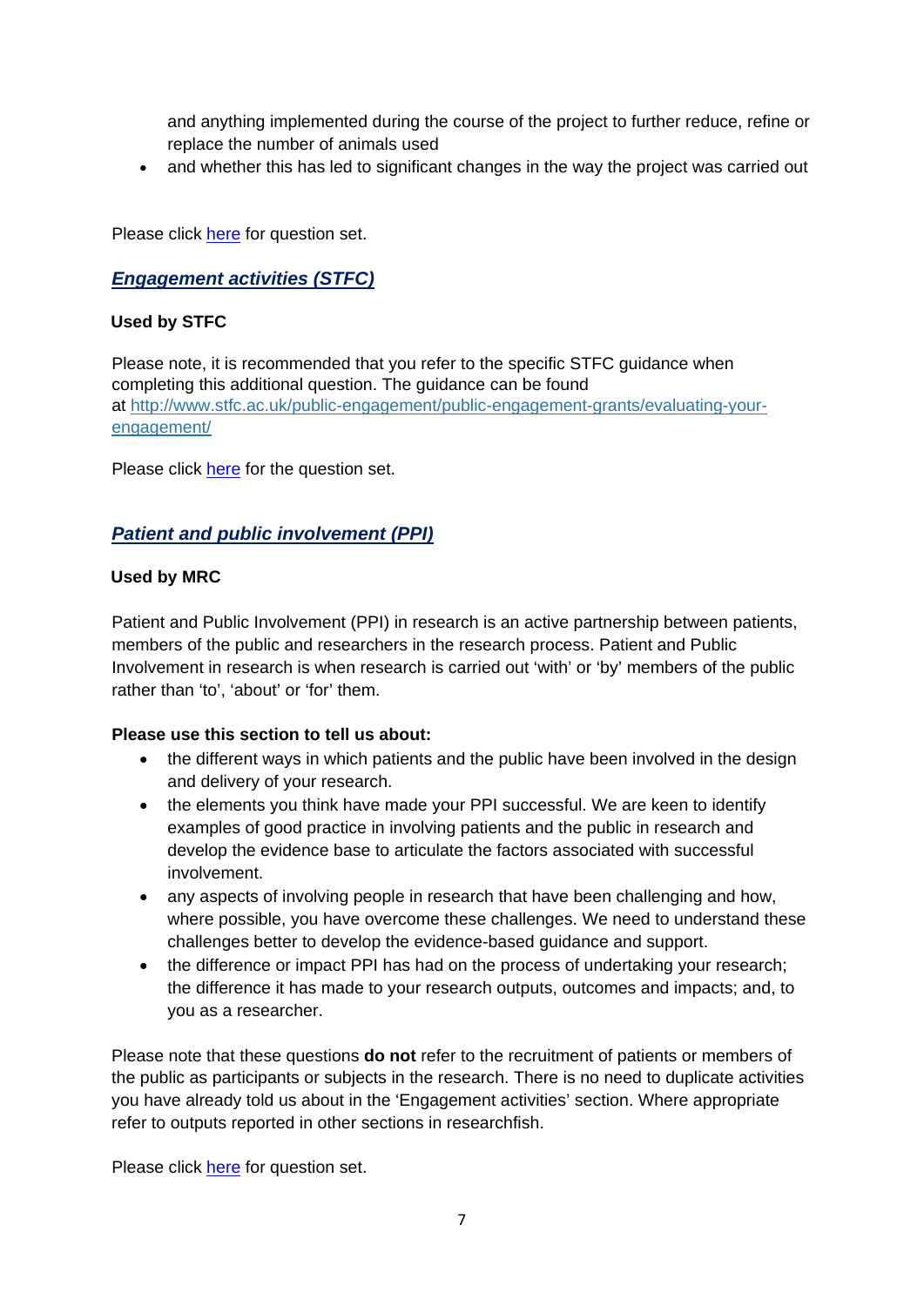and anything implemented during the course of the project to further reduce, refine or replace the number of animals used
- and whether this has led to significant changes in the way the project was carried out

Please click here for question set.

## ***Engagement activities (STFC)***

**Used by STFC**

Please note, it is recommended that you refer to the specific STFC guidance when completing this additional question. The guidance can be found at http://www.stfc.ac.uk/public-engagement/public-engagement-grants/evaluating-your-engagement/

Please click here for the question set.

## ***Patient and public involvement (PPI)***

**Used by MRC**

Patient and Public Involvement (PPI) in research is an active partnership between patients, members of the public and researchers in the research process. Patient and Public Involvement in research is when research is carried out 'with' or 'by' members of the public rather than 'to', 'about' or 'for' them.

**Please use this section to tell us about:**

- the different ways in which patients and the public have been involved in the design and delivery of your research.
- the elements you think have made your PPI successful. We are keen to identify examples of good practice in involving patients and the public in research and develop the evidence base to articulate the factors associated with successful involvement.
- any aspects of involving people in research that have been challenging and how, where possible, you have overcome these challenges. We need to understand these challenges better to develop the evidence-based guidance and support.
- the difference or impact PPI has had on the process of undertaking your research; the difference it has made to your research outputs, outcomes and impacts; and, to you as a researcher.

Please note that these questions **do not** refer to the recruitment of patients or members of the public as participants or subjects in the research. There is no need to duplicate activities you have already told us about in the 'Engagement activities' section. Where appropriate refer to outputs reported in other sections in researchfish.

Please click here for question set.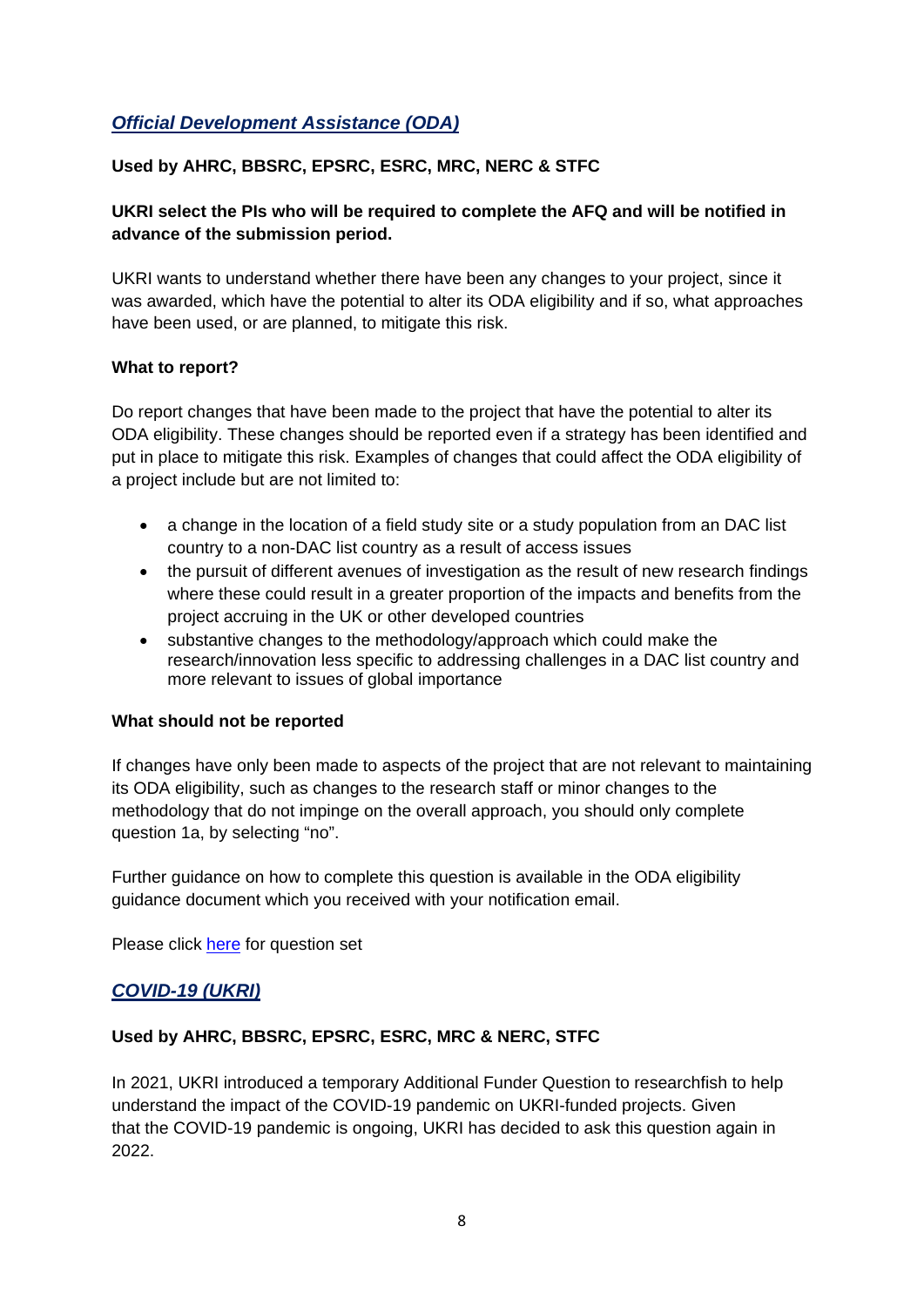## *Official Development Assistance (ODA)*

**Used by AHRC, BBSRC, EPSRC, ESRC, MRC, NERC & STFC**

**UKRI select the PIs who will be required to complete the AFQ and will be notified in advance of the submission period.**

UKRI wants to understand whether there have been any changes to your project, since it was awarded, which have the potential to alter its ODA eligibility and if so, what approaches have been used, or are planned, to mitigate this risk.

**What to report?**

Do report changes that have been made to the project that have the potential to alter its ODA eligibility. These changes should be reported even if a strategy has been identified and put in place to mitigate this risk. Examples of changes that could affect the ODA eligibility of a project include but are not limited to:

- a change in the location of a field study site or a study population from an DAC list country to a non-DAC list country as a result of access issues
- the pursuit of different avenues of investigation as the result of new research findings where these could result in a greater proportion of the impacts and benefits from the project accruing in the UK or other developed countries
- substantive changes to the methodology/approach which could make the research/innovation less specific to addressing challenges in a DAC list country and more relevant to issues of global importance

**What should not be reported**

If changes have only been made to aspects of the project that are not relevant to maintaining its ODA eligibility, such as changes to the research staff or minor changes to the methodology that do not impinge on the overall approach, you should only complete question 1a, by selecting "no".

Further guidance on how to complete this question is available in the ODA eligibility guidance document which you received with your notification email.

Please click here for question set

## *COVID-19 (UKRI)*

**Used by AHRC, BBSRC, EPSRC, ESRC, MRC & NERC, STFC**

In 2021, UKRI introduced a temporary Additional Funder Question to researchfish to help understand the impact of the COVID-19 pandemic on UKRI-funded projects. Given that the COVID-19 pandemic is ongoing, UKRI has decided to ask this question again in 2022.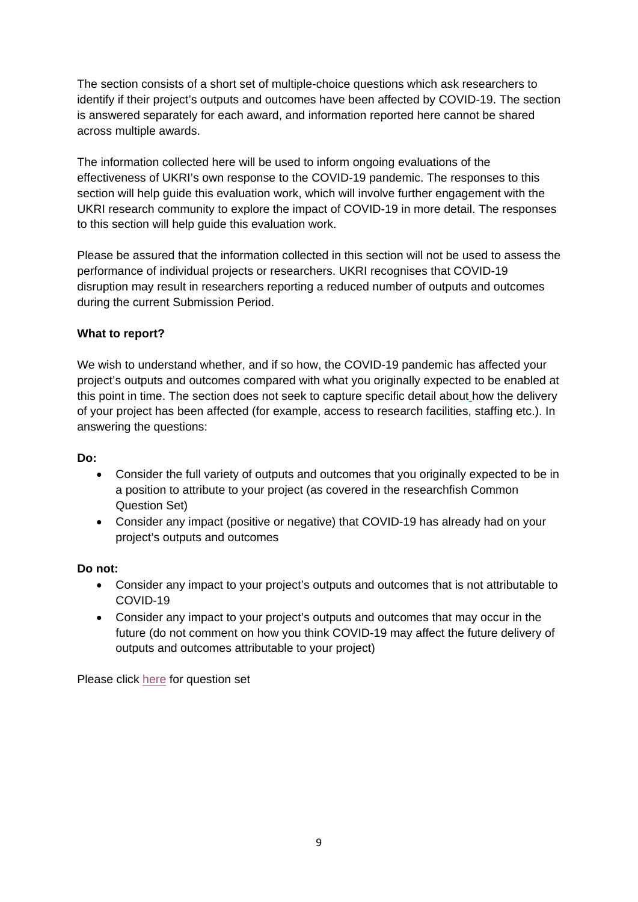The section consists of a short set of multiple-choice questions which ask researchers to identify if their project's outputs and outcomes have been affected by COVID-19. The section is answered separately for each award, and information reported here cannot be shared across multiple awards.

The information collected here will be used to inform ongoing evaluations of the effectiveness of UKRI's own response to the COVID-19 pandemic. The responses to this section will help guide this evaluation work, which will involve further engagement with the UKRI research community to explore the impact of COVID-19 in more detail. The responses to this section will help guide this evaluation work.

Please be assured that the information collected in this section will not be used to assess the performance of individual projects or researchers. UKRI recognises that COVID-19 disruption may result in researchers reporting a reduced number of outputs and outcomes during the current Submission Period.

**What to report?**

We wish to understand whether, and if so how, the COVID-19 pandemic has affected your project's outputs and outcomes compared with what you originally expected to be enabled at this point in time. The section does not seek to capture specific detail about how the delivery of your project has been affected (for example, access to research facilities, staffing etc.). In answering the questions:

**Do:**

- Consider the full variety of outputs and outcomes that you originally expected to be in a position to attribute to your project (as covered in the researchfish Common Question Set)
- Consider any impact (positive or negative) that COVID-19 has already had on your project's outputs and outcomes

**Do not:**

- Consider any impact to your project's outputs and outcomes that is not attributable to COVID-19
- Consider any impact to your project's outputs and outcomes that may occur in the future (do not comment on how you think COVID-19 may affect the future delivery of outputs and outcomes attributable to your project)

Please click here for question set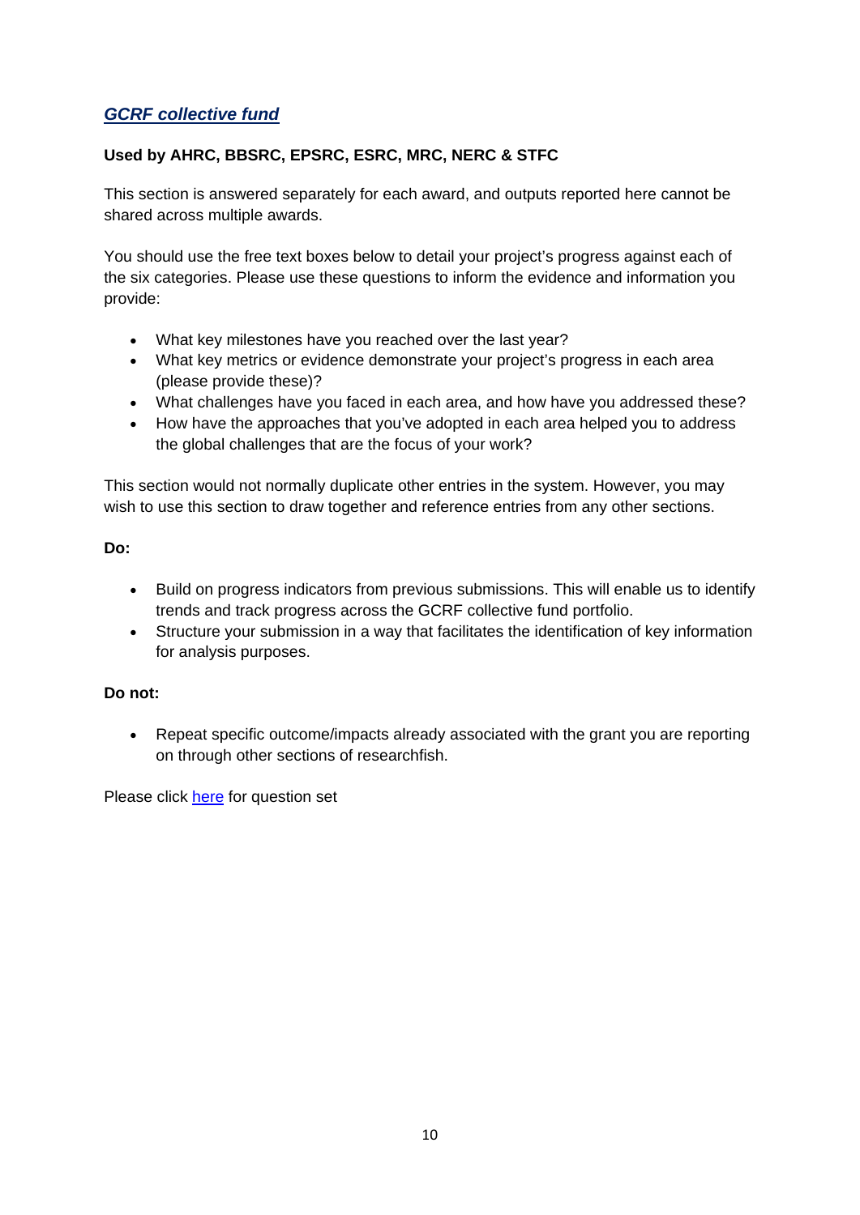## *GCRF collective fund*

**Used by AHRC, BBSRC, EPSRC, ESRC, MRC, NERC & STFC**

This section is answered separately for each award, and outputs reported here cannot be shared across multiple awards.

You should use the free text boxes below to detail your project's progress against each of the six categories. Please use these questions to inform the evidence and information you provide:

- What key milestones have you reached over the last year?
- What key metrics or evidence demonstrate your project's progress in each area (please provide these)?
- What challenges have you faced in each area, and how have you addressed these?
- How have the approaches that you've adopted in each area helped you to address the global challenges that are the focus of your work?

This section would not normally duplicate other entries in the system. However, you may wish to use this section to draw together and reference entries from any other sections.

**Do:**

- Build on progress indicators from previous submissions. This will enable us to identify trends and track progress across the GCRF collective fund portfolio.
- Structure your submission in a way that facilitates the identification of key information for analysis purposes.

**Do not:**

- Repeat specific outcome/impacts already associated with the grant you are reporting on through other sections of researchfish.

Please click here for question set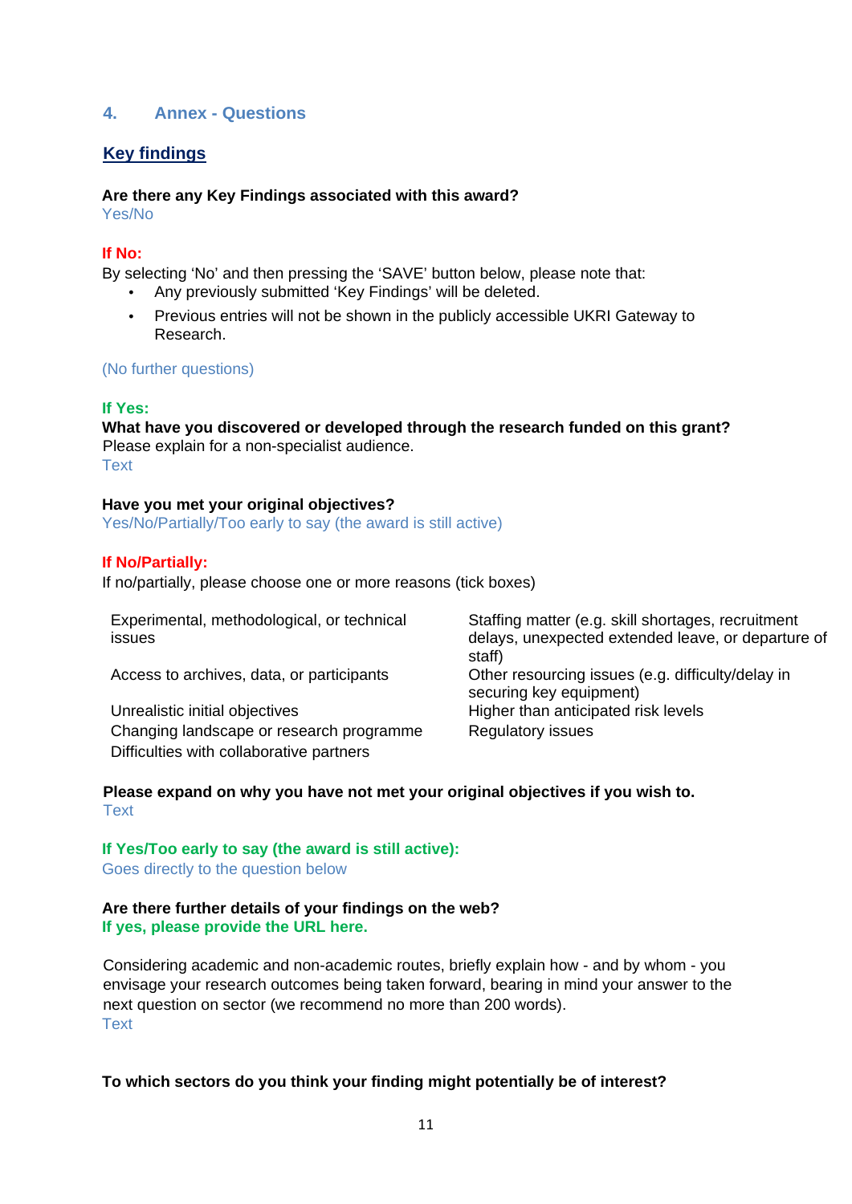## 4. Annex - Questions

### Key findings

**Are there any Key Findings associated with this award?**
Yes/No

**If No:**
By selecting 'No' and then pressing the 'SAVE' button below, please note that:

- Any previously submitted 'Key Findings' will be deleted.
- Previous entries will not be shown in the publicly accessible UKRI Gateway to Research.

(No further questions)

**If Yes:**
**What have you discovered or developed through the research funded on this grant?**
Please explain for a non-specialist audience.
Text

**Have you met your original objectives?**
Yes/No/Partially/Too early to say (the award is still active)

**If No/Partially:**
If no/partially, please choose one or more reasons (tick boxes)

| | |
|---|---|
| Experimental, methodological, or technical issues | Staffing matter (e.g. skill shortages, recruitment delays, unexpected extended leave, or departure of staff) |
| Access to archives, data, or participants | Other resourcing issues (e.g. difficulty/delay in securing key equipment) |
| Unrealistic initial objectives | Higher than anticipated risk levels |
| Changing landscape or research programme | Regulatory issues |
| Difficulties with collaborative partners | |

**Please expand on why you have not met your original objectives if you wish to.**
Text

**If Yes/Too early to say (the award is still active):**
Goes directly to the question below

**Are there further details of your findings on the web?**
**If yes, please provide the URL here.**

Considering academic and non-academic routes, briefly explain how - and by whom - you envisage your research outcomes being taken forward, bearing in mind your answer to the next question on sector (we recommend no more than 200 words).
Text

**To which sectors do you think your finding might potentially be of interest?**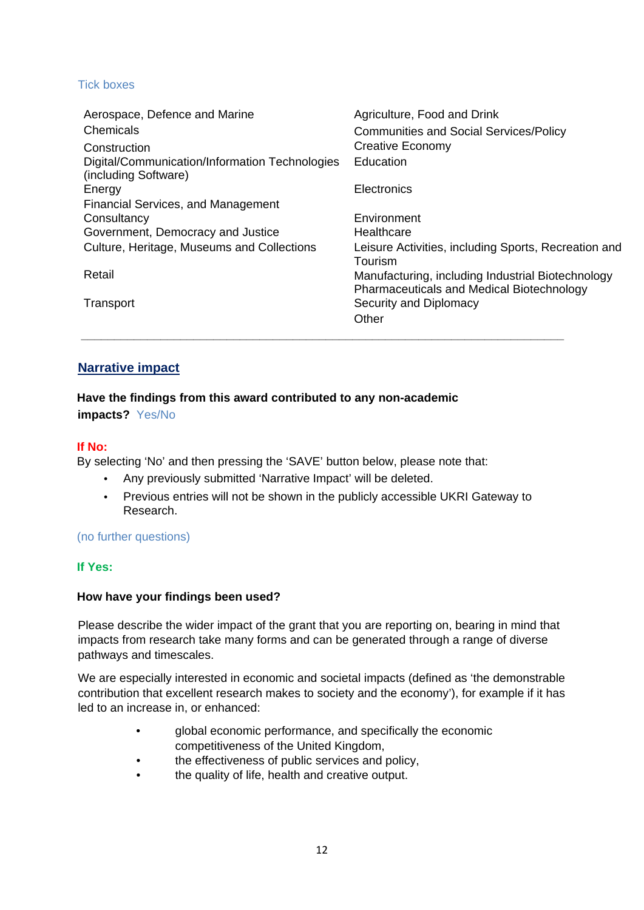Tick boxes

| | |
|---|---|
| Aerospace, Defence and Marine | Agriculture, Food and Drink |
| Chemicals | Communities and Social Services/Policy |
| Construction | Creative Economy |
| Digital/Communication/Information Technologies (including Software) | Education |
| Energy | Electronics |
| Financial Services, and Management Consultancy | Environment |
| Government, Democracy and Justice | Healthcare |
| Culture, Heritage, Museums and Collections | Leisure Activities, including Sports, Recreation and Tourism |
| Retail | Manufacturing, including Industrial Biotechnology |
| | Pharmaceuticals and Medical Biotechnology |
| Transport | Security and Diplomacy |
| | Other |

---

## Narrative impact

**Have the findings from this award contributed to any non-academic impacts?** Yes/No

**If No:**

By selecting 'No' and then pressing the 'SAVE' button below, please note that:

- Any previously submitted 'Narrative Impact' will be deleted.
- Previous entries will not be shown in the publicly accessible UKRI Gateway to Research.

(no further questions)

**If Yes:**

**How have your findings been used?**

Please describe the wider impact of the grant that you are reporting on, bearing in mind that impacts from research take many forms and can be generated through a range of diverse pathways and timescales.

We are especially interested in economic and societal impacts (defined as 'the demonstrable contribution that excellent research makes to society and the economy'), for example if it has led to an increase in, or enhanced:

- global economic performance, and specifically the economic competitiveness of the United Kingdom,
- the effectiveness of public services and policy,
- the quality of life, health and creative output.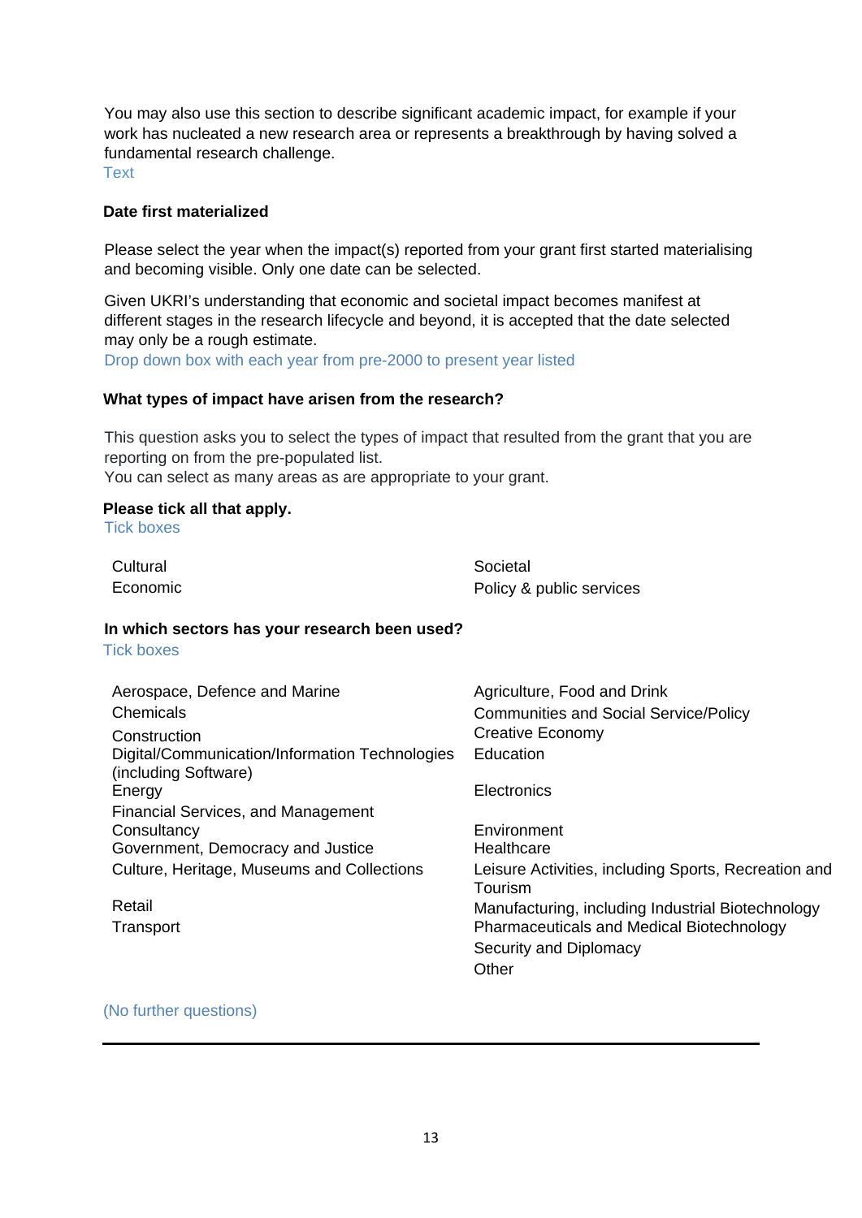You may also use this section to describe significant academic impact, for example if your work has nucleated a new research area or represents a breakthrough by having solved a fundamental research challenge.
Text

**Date first materialized**

Please select the year when the impact(s) reported from your grant first started materialising and becoming visible. Only one date can be selected.

Given UKRI's understanding that economic and societal impact becomes manifest at different stages in the research lifecycle and beyond, it is accepted that the date selected may only be a rough estimate.
Drop down box with each year from pre-2000 to present year listed

**What types of impact have arisen from the research?**

This question asks you to select the types of impact that resulted from the grant that you are reporting on from the pre-populated list.
You can select as many areas as are appropriate to your grant.

**Please tick all that apply.**
Tick boxes

| | |
|---|---|
| Cultural | Societal |
| Economic | Policy & public services |

**In which sectors has your research been used?**
Tick boxes

| | |
|---|---|
| Aerospace, Defence and Marine | Agriculture, Food and Drink |
| Chemicals | Communities and Social Service/Policy |
| Construction | Creative Economy |
| Digital/Communication/Information Technologies (including Software) | Education |
| Energy | Electronics |
| Financial Services, and Management Consultancy | Environment |
| Government, Democracy and Justice | Healthcare |
| Culture, Heritage, Museums and Collections | Leisure Activities, including Sports, Recreation and Tourism |
| Retail | Manufacturing, including Industrial Biotechnology |
| Transport | Pharmaceuticals and Medical Biotechnology |
| | Security and Diplomacy |
| | Other |

(No further questions)

---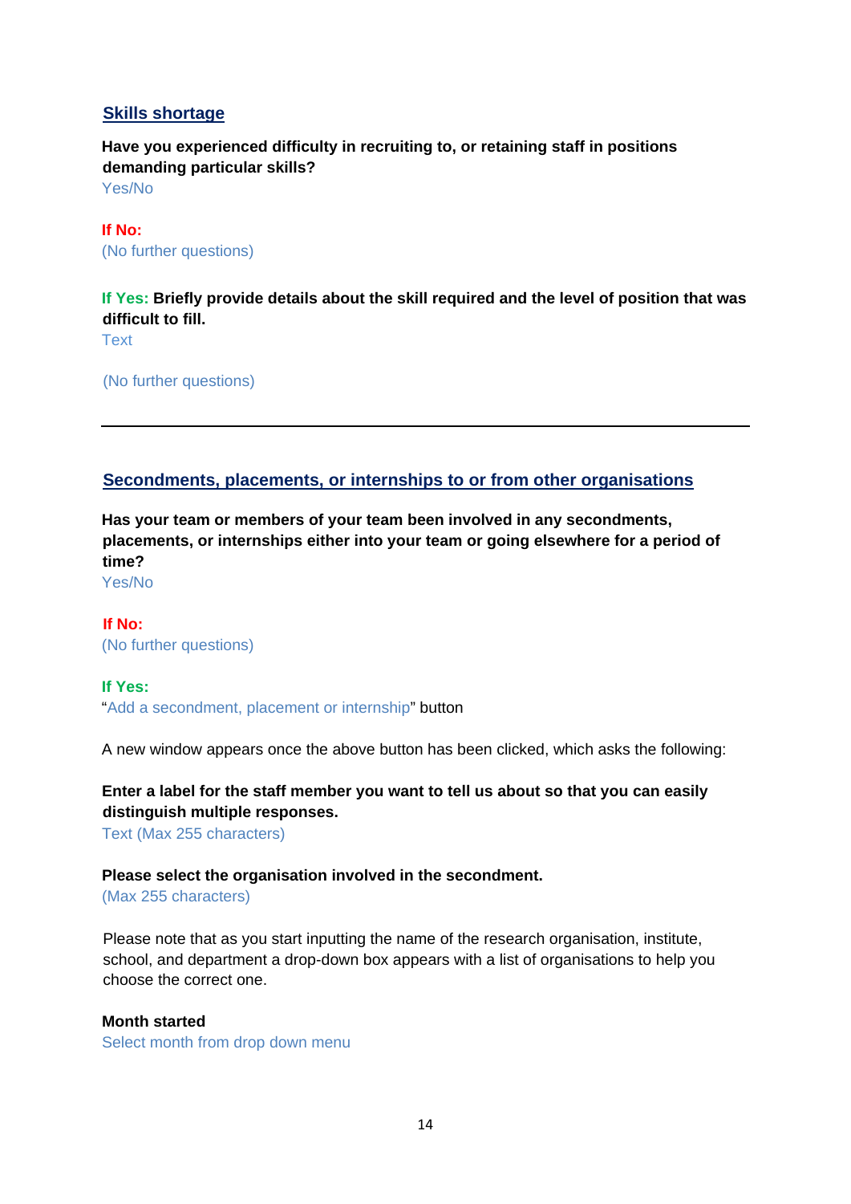## Skills shortage

**Have you experienced difficulty in recruiting to, or retaining staff in positions demanding particular skills?**
Yes/No

**If No:**
(No further questions)

**If Yes: Briefly provide details about the skill required and the level of position that was difficult to fill.**
Text

(No further questions)

---

## Secondments, placements, or internships to or from other organisations

**Has your team or members of your team been involved in any secondments, placements, or internships either into your team or going elsewhere for a period of time?**
Yes/No

**If No:**
(No further questions)

**If Yes:**
"Add a secondment, placement or internship" button

A new window appears once the above button has been clicked, which asks the following:

**Enter a label for the staff member you want to tell us about so that you can easily distinguish multiple responses.**
Text (Max 255 characters)

**Please select the organisation involved in the secondment.**
(Max 255 characters)

Please note that as you start inputting the name of the research organisation, institute, school, and department a drop-down box appears with a list of organisations to help you choose the correct one.

**Month started**
Select month from drop down menu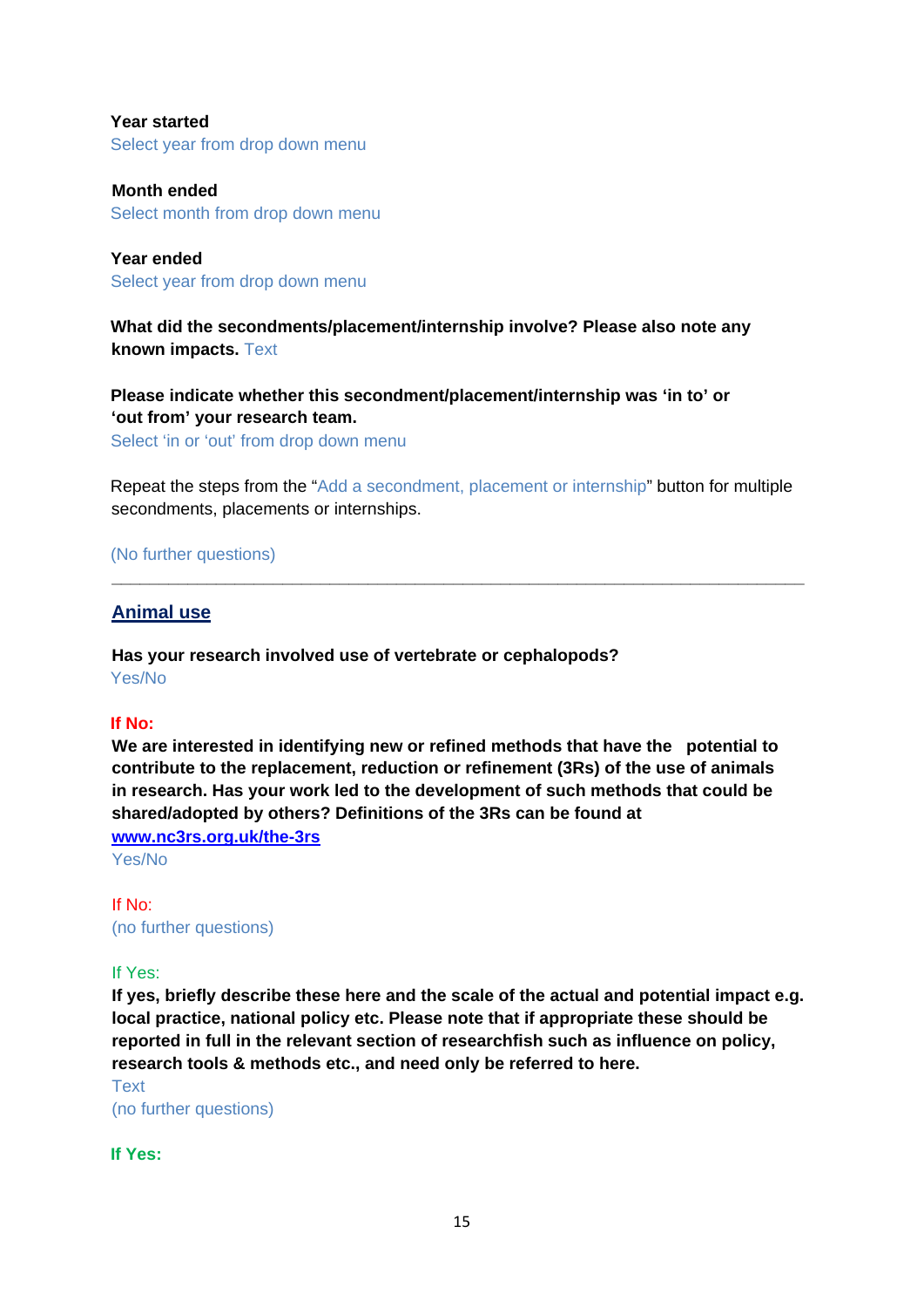**Year started**
Select year from drop down menu

**Month ended**
Select month from drop down menu

**Year ended**
Select year from drop down menu

**What did the secondments/placement/internship involve? Please also note any known impacts.** Text

**Please indicate whether this secondment/placement/internship was 'in to' or 'out from' your research team.**
Select 'in or 'out' from drop down menu

Repeat the steps from the "Add a secondment, placement or internship" button for multiple secondments, placements or internships.

(No further questions)

---

## Animal use

**Has your research involved use of vertebrate or cephalopods?**
Yes/No

**If No:**
**We are interested in identifying new or refined methods that have the potential to contribute to the replacement, reduction or refinement (3Rs) of the use of animals in research. Has your work led to the development of such methods that could be shared/adopted by others? Definitions of the 3Rs can be found at [www.nc3rs.org.uk/the-3rs](www.nc3rs.org.uk/the-3rs)**
Yes/No

If No:
(no further questions)

If Yes:
**If yes, briefly describe these here and the scale of the actual and potential impact e.g. local practice, national policy etc. Please note that if appropriate these should be reported in full in the relevant section of researchfish such as influence on policy, research tools & methods etc., and need only be referred to here.**
Text
(no further questions)

**If Yes:**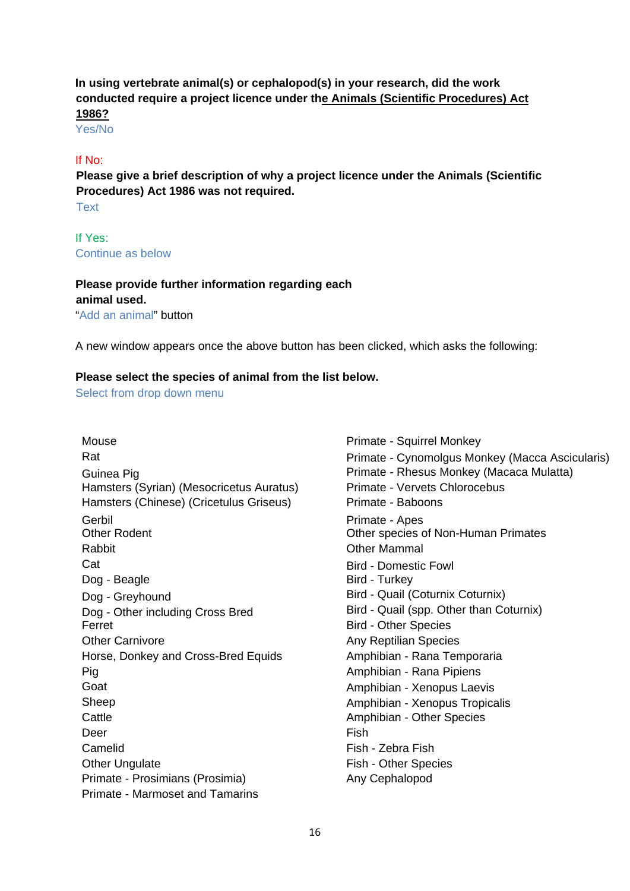**In using vertebrate animal(s) or cephalopod(s) in your research, did the work conducted require a project licence under th<u>e Animals (Scientific Procedures) Act 1986?</u>**
Yes/No

If No:
**Please give a brief description of why a project licence under the Animals (Scientific Procedures) Act 1986 was not required.**
Text

If Yes:
Continue as below

**Please provide further information regarding each animal used.**
"Add an animal" button

A new window appears once the above button has been clicked, which asks the following:

**Please select the species of animal from the list below.**
Select from drop down menu

- Mouse
- Rat
- Guinea Pig
- Hamsters (Syrian) (Mesocricetus Auratus)
- Hamsters (Chinese) (Cricetulus Griseus)
- Gerbil
- Other Rodent
- Rabbit
- Cat
- Dog - Beagle
- Dog - Greyhound
- Dog - Other including Cross Bred
- Ferret
- Other Carnivore
- Horse, Donkey and Cross-Bred Equids
- Pig
- Goat
- Sheep
- Cattle
- Deer
- Camelid
- Other Ungulate
- Primate - Prosimians (Prosimia)
- Primate - Marmoset and Tamarins
- Primate - Squirrel Monkey
- Primate - Cynomolgus Monkey (Macca Ascicularis)
- Primate - Rhesus Monkey (Macaca Mulatta)
- Primate - Vervets Chlorocebus
- Primate - Baboons
- Primate - Apes
- Other species of Non-Human Primates
- Other Mammal
- Bird - Domestic Fowl
- Bird - Turkey
- Bird - Quail (Coturnix Coturnix)
- Bird - Quail (spp. Other than Coturnix)
- Bird - Other Species
- Any Reptilian Species
- Amphibian - Rana Temporaria
- Amphibian - Rana Pipiens
- Amphibian - Xenopus Laevis
- Amphibian - Xenopus Tropicalis
- Amphibian - Other Species
- Fish
- Fish - Zebra Fish
- Fish - Other Species
- Any Cephalopod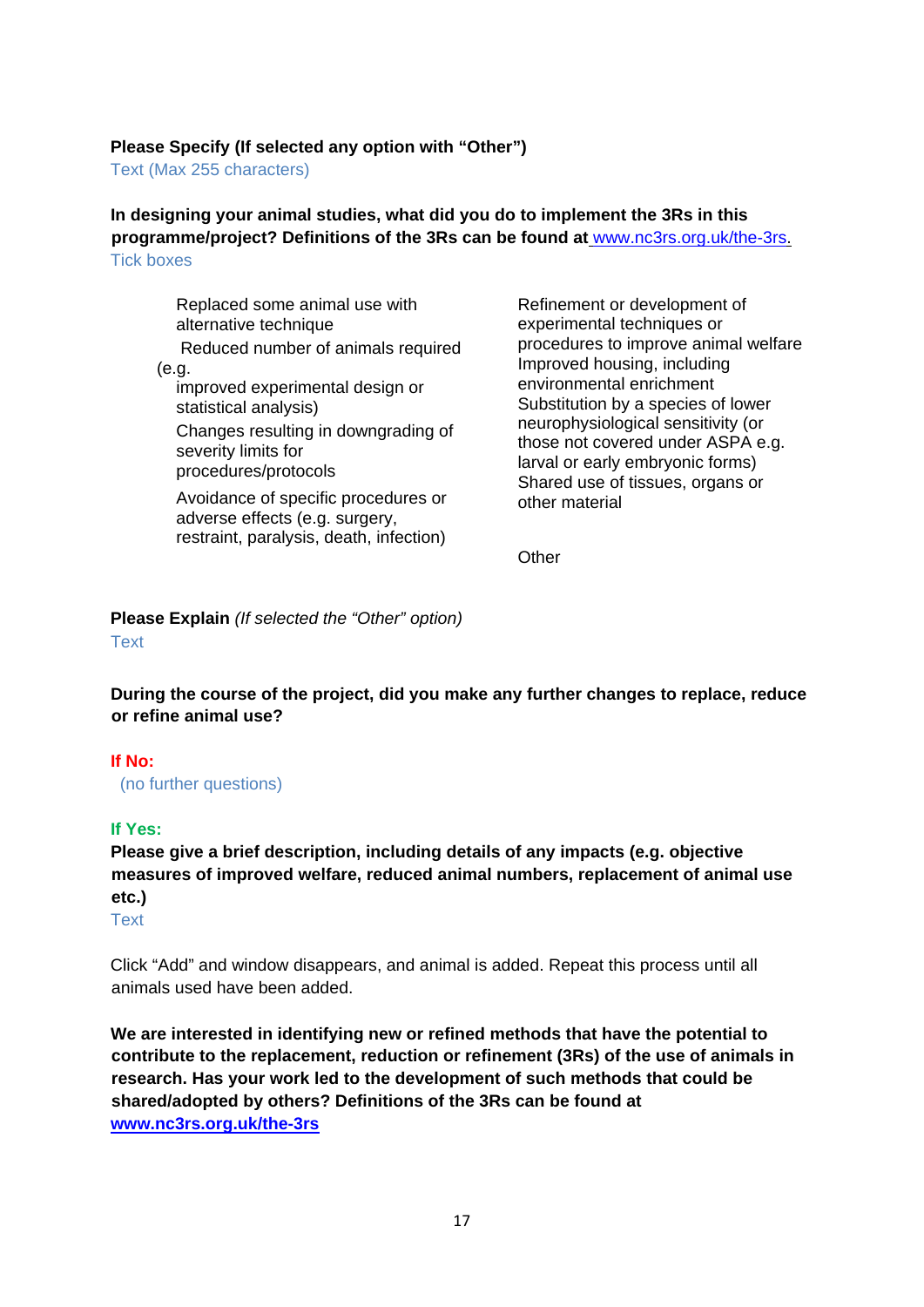**Please Specify (If selected any option with "Other")**
Text (Max 255 characters)

**In designing your animal studies, what did you do to implement the 3Rs in this programme/project? Definitions of the 3Rs can be found at** [www.nc3rs.org.uk/the-3rs.](http://www.nc3rs.org.uk/the-3rs)
Tick boxes

- Replaced some animal use with alternative technique
- Reduced number of animals required (e.g. improved experimental design or statistical analysis)
- Changes resulting in downgrading of severity limits for procedures/protocols
- Avoidance of specific procedures or adverse effects (e.g. surgery, restraint, paralysis, death, infection)
- Refinement or development of experimental techniques or procedures to improve animal welfare
- Improved housing, including environmental enrichment
- Substitution by a species of lower neurophysiological sensitivity (or those not covered under ASPA e.g. larval or early embryonic forms)
- Shared use of tissues, organs or other material
- Other

**Please Explain** *(If selected the "Other" option)*
Text

**During the course of the project, did you make any further changes to replace, reduce or refine animal use?**

**If No:**
(no further questions)

**If Yes:**
**Please give a brief description, including details of any impacts (e.g. objective measures of improved welfare, reduced animal numbers, replacement of animal use etc.)**
Text

Click "Add" and window disappears, and animal is added. Repeat this process until all animals used have been added.

**We are interested in identifying new or refined methods that have the potential to contribute to the replacement, reduction or refinement (3Rs) of the use of animals in research. Has your work led to the development of such methods that could be shared/adopted by others? Definitions of the 3Rs can be found at** [**www.nc3rs.org.uk/the-3rs**](http://www.nc3rs.org.uk/the-3rs)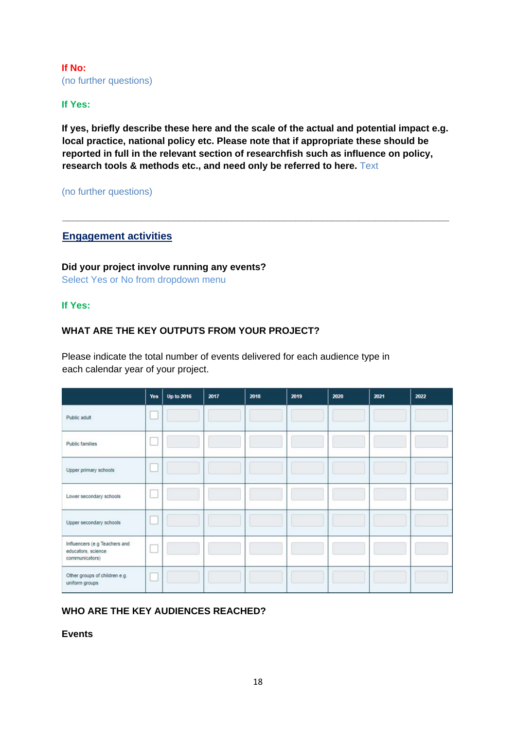**If No:**
(no further questions)

**If Yes:**

**If yes, briefly describe these here and the scale of the actual and potential impact e.g. local practice, national policy etc. Please note that if appropriate these should be reported in full in the relevant section of researchfish such as influence on policy, research tools & methods etc., and need only be referred to here.** Text

(no further questions)

---

## Engagement activities

**Did your project involve running any events?**
Select Yes or No from dropdown menu

**If Yes:**

**WHAT ARE THE KEY OUTPUTS FROM YOUR PROJECT?**

Please indicate the total number of events delivered for each audience type in each calendar year of your project.

| | Yes | Up to 2016 | 2017 | 2018 | 2019 | 2020 | 2021 | 2022 |
|---|---|---|---|---|---|---|---|---|
| Public adult | ☐ | | | | | | | |
| Public families | ☐ | | | | | | | |
| Upper primary schools | ☐ | | | | | | | |
| Lower secondary schools | ☐ | | | | | | | |
| Upper secondary schools | ☐ | | | | | | | |
| Influencers (e.g Teachers and educators, science communicators) | ☐ | | | | | | | |
| Other groups of children e.g. uniform groups | ☐ | | | | | | | |

**WHO ARE THE KEY AUDIENCES REACHED?**

**Events**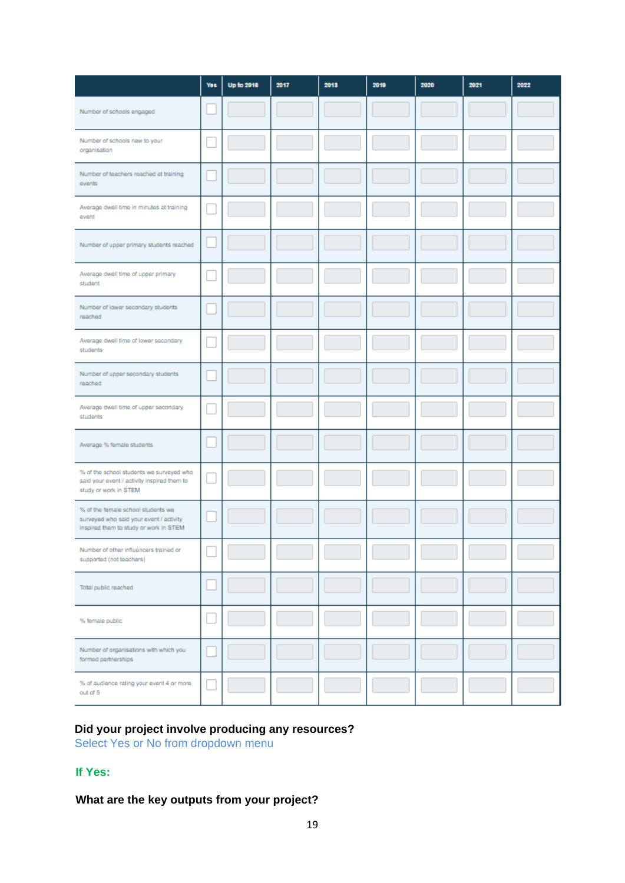| | Yes | Up to 2016 | 2017 | 2018 | 2019 | 2020 | 2021 | 2022 |
|---|---|---|---|---|---|---|---|---|
| Number of schools engaged | ☐ | | | | | | | |
| Number of schools new to your organisation | ☐ | | | | | | | |
| Number of teachers reached at training events | ☐ | | | | | | | |
| Average dwell time in minutes at training event | ☐ | | | | | | | |
| Number of upper primary students reached | ☐ | | | | | | | |
| Average dwell time of upper primary student | ☐ | | | | | | | |
| Number of lower secondary students reached | ☐ | | | | | | | |
| Average dwell time of lower secondary students | ☐ | | | | | | | |
| Number of upper secondary students reached | ☐ | | | | | | | |
| Average dwell time of upper secondary students | ☐ | | | | | | | |
| Average % female students | ☐ | | | | | | | |
| % of the school students we surveyed who said your event / activity inspired them to study or work in STEM | ☐ | | | | | | | |
| % of the female school students we surveyed who said your event / activity inspired them to study or work in STEM | ☐ | | | | | | | |
| Number of other influencers trained or supported (not teachers) | ☐ | | | | | | | |
| Total public reached | ☐ | | | | | | | |
| % female public | ☐ | | | | | | | |
| Number of organisations with which you formed partnerships | ☐ | | | | | | | |
| % of audience rating your event 4 or more out of 5 | ☐ | | | | | | | |

**Did your project involve producing any resources?**
Select Yes or No from dropdown menu

**If Yes:**

**What are the key outputs from your project?**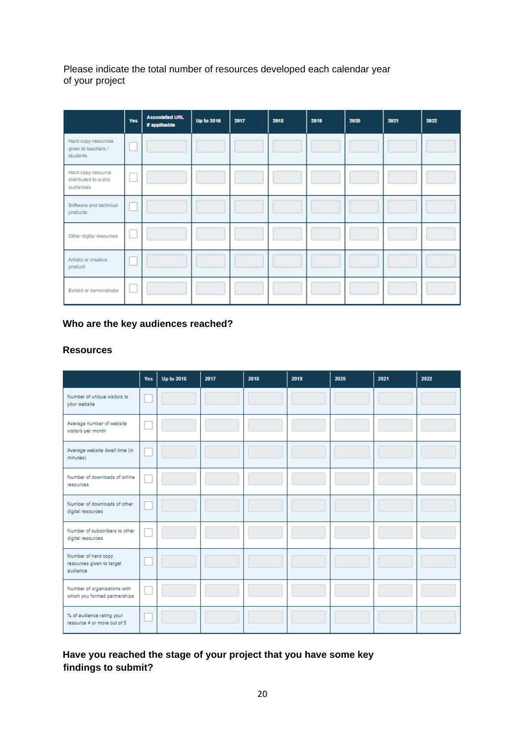Please indicate the total number of resources developed each calendar year of your project

| | Yes | Associated URL if applicable | Up to 2016 | 2017 | 2018 | 2019 | 2020 | 2021 | 2022 |
|---|---|---|---|---|---|---|---|---|---|
| Hard copy resources given to teachers / students | | | | | | | | | |
| Hard copy resource distributed to public audiences | | | | | | | | | |
| Software and technical products | | | | | | | | | |
| Other digital resources | | | | | | | | | |
| Artistic or creative product | | | | | | | | | |
| Exhibit or demonstrator | | | | | | | | | |

**Who are the key audiences reached?**

**Resources**

| | Yes | Up to 2016 | 2017 | 2018 | 2019 | 2020 | 2021 | 2022 |
|---|---|---|---|---|---|---|---|---|
| Number of unique visitors to your website | | | | | | | | |
| Average number of website visitors per month | | | | | | | | |
| Average website dwell time (in minutes) | | | | | | | | |
| Number of downloads of online resources | | | | | | | | |
| Number of downloads of other digital resources | | | | | | | | |
| Number of subscribers to other digital resources | | | | | | | | |
| Number of hard copy resources given to target audience | | | | | | | | |
| Number of organisations with which you formed partnerships | | | | | | | | |
| % of audience rating your resource 4 or more out of 5 | | | | | | | | |

**Have you reached the stage of your project that you have some key findings to submit?**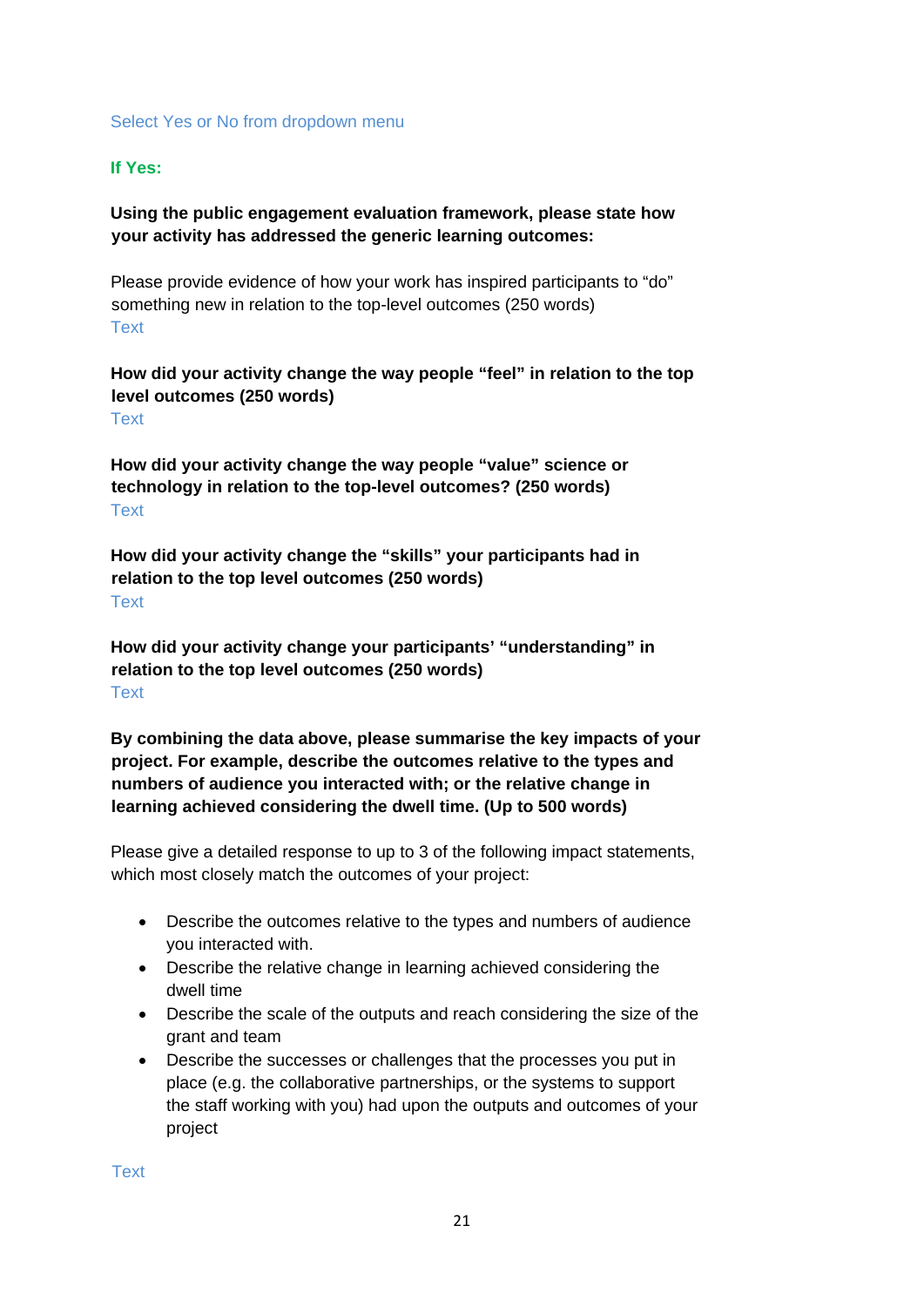Select Yes or No from dropdown menu

**If Yes:**

**Using the public engagement evaluation framework, please state how your activity has addressed the generic learning outcomes:**

Please provide evidence of how your work has inspired participants to “do” something new in relation to the top-level outcomes (250 words)
Text

**How did your activity change the way people “feel” in relation to the top level outcomes (250 words)**
Text

**How did your activity change the way people “value” science or technology in relation to the top-level outcomes? (250 words)**
Text

**How did your activity change the “skills” your participants had in relation to the top level outcomes (250 words)**
Text

**How did your activity change your participants’ “understanding” in relation to the top level outcomes (250 words)**
Text

**By combining the data above, please summarise the key impacts of your project. For example, describe the outcomes relative to the types and numbers of audience you interacted with; or the relative change in learning achieved considering the dwell time. (Up to 500 words)**

Please give a detailed response to up to 3 of the following impact statements, which most closely match the outcomes of your project:

- Describe the outcomes relative to the types and numbers of audience you interacted with.
- Describe the relative change in learning achieved considering the dwell time
- Describe the scale of the outputs and reach considering the size of the grant and team
- Describe the successes or challenges that the processes you put in place (e.g. the collaborative partnerships, or the systems to support the staff working with you) had upon the outputs and outcomes of your project

Text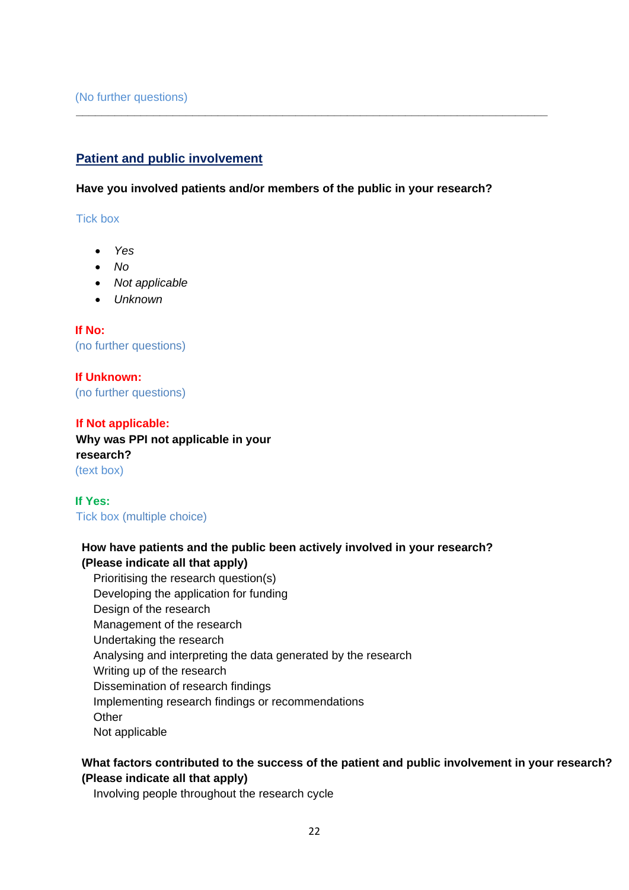(No further questions)

---

## Patient and public involvement

**Have you involved patients and/or members of the public in your research?**

Tick box

- *Yes*
- *No*
- *Not applicable*
- *Unknown*

**If No:**
(no further questions)

**If Unknown:**
(no further questions)

**If Not applicable:**
**Why was PPI not applicable in your research?**
(text box)

**If Yes:**
Tick box (multiple choice)

**How have patients and the public been actively involved in your research? (Please indicate all that apply)**

Prioritising the research question(s)
Developing the application for funding
Design of the research
Management of the research
Undertaking the research
Analysing and interpreting the data generated by the research
Writing up of the research
Dissemination of research findings
Implementing research findings or recommendations
Other
Not applicable

**What factors contributed to the success of the patient and public involvement in your research? (Please indicate all that apply)**

Involving people throughout the research cycle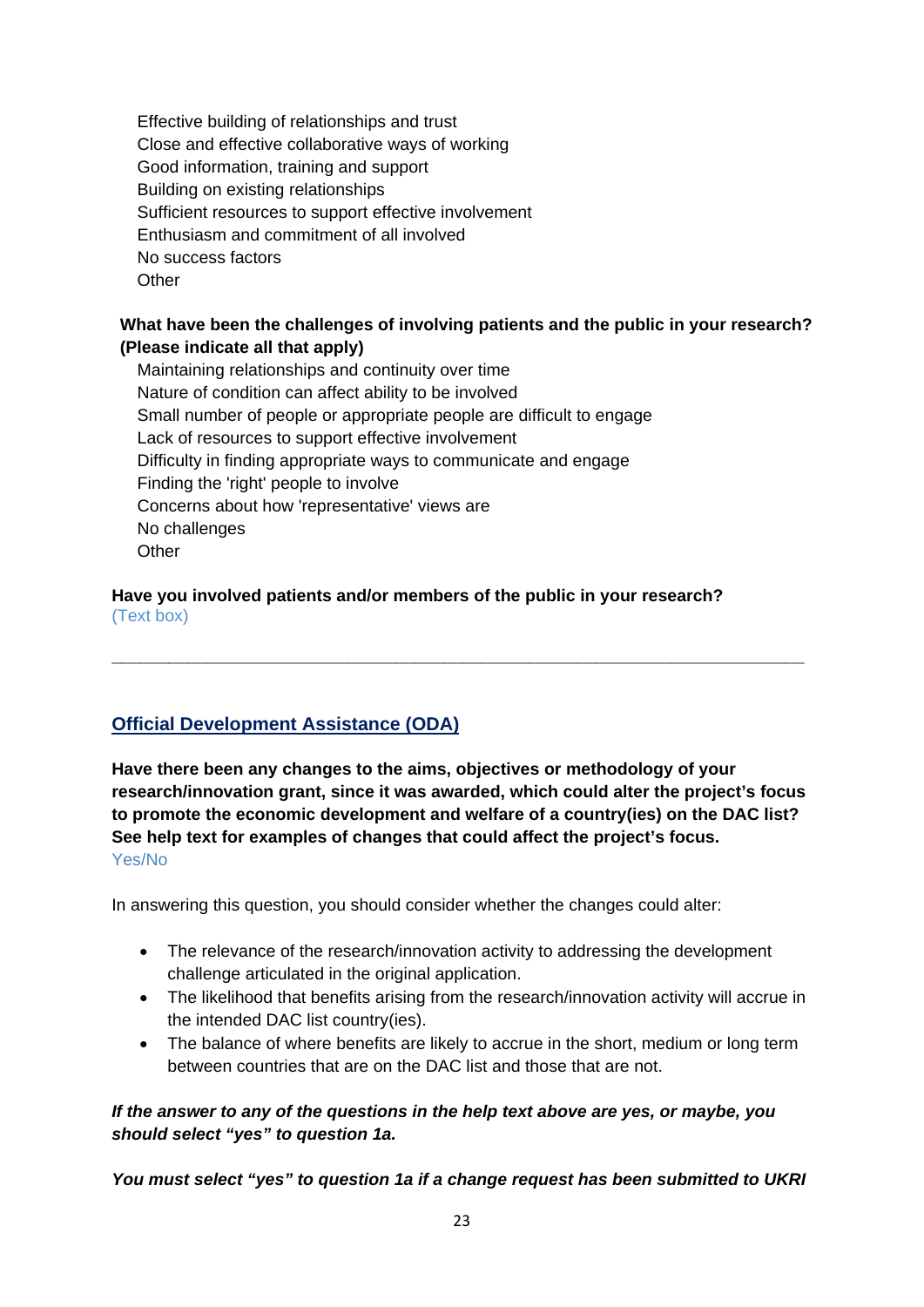Effective building of relationships and trust
Close and effective collaborative ways of working
Good information, training and support
Building on existing relationships
Sufficient resources to support effective involvement
Enthusiasm and commitment of all involved
No success factors
Other

**What have been the challenges of involving patients and the public in your research? (Please indicate all that apply)**

Maintaining relationships and continuity over time
Nature of condition can affect ability to be involved
Small number of people or appropriate people are difficult to engage
Lack of resources to support effective involvement
Difficulty in finding appropriate ways to communicate and engage
Finding the 'right' people to involve
Concerns about how 'representative' views are
No challenges
Other

**Have you involved patients and/or members of the public in your research?**
(Text box)

---

## Official Development Assistance (ODA)

**Have there been any changes to the aims, objectives or methodology of your research/innovation grant, since it was awarded, which could alter the project's focus to promote the economic development and welfare of a country(ies) on the DAC list? See help text for examples of changes that could affect the project's focus.**
Yes/No

In answering this question, you should consider whether the changes could alter:

- The relevance of the research/innovation activity to addressing the development challenge articulated in the original application.
- The likelihood that benefits arising from the research/innovation activity will accrue in the intended DAC list country(ies).
- The balance of where benefits are likely to accrue in the short, medium or long term between countries that are on the DAC list and those that are not.

***If the answer to any of the questions in the help text above are yes, or maybe, you should select "yes" to question 1a.***

***You must select "yes" to question 1a if a change request has been submitted to UKRI***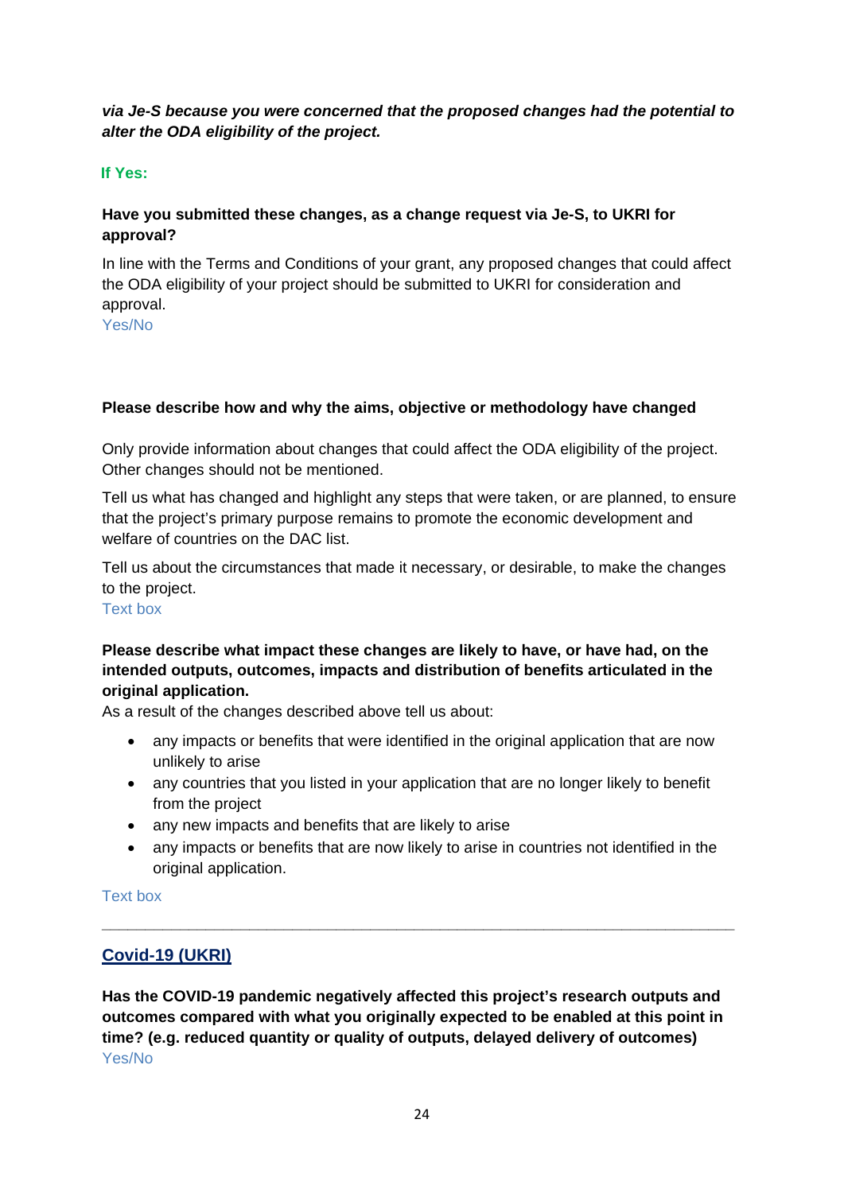***via Je-S because you were concerned that the proposed changes had the potential to alter the ODA eligibility of the project.***

**If Yes:**

**Have you submitted these changes, as a change request via Je-S, to UKRI for approval?**

In line with the Terms and Conditions of your grant, any proposed changes that could affect the ODA eligibility of your project should be submitted to UKRI for consideration and approval.
Yes/No

**Please describe how and why the aims, objective or methodology have changed**

Only provide information about changes that could affect the ODA eligibility of the project. Other changes should not be mentioned.

Tell us what has changed and highlight any steps that were taken, or are planned, to ensure that the project's primary purpose remains to promote the economic development and welfare of countries on the DAC list.

Tell us about the circumstances that made it necessary, or desirable, to make the changes to the project.
Text box

**Please describe what impact these changes are likely to have, or have had, on the intended outputs, outcomes, impacts and distribution of benefits articulated in the original application.**
As a result of the changes described above tell us about:

- any impacts or benefits that were identified in the original application that are now unlikely to arise
- any countries that you listed in your application that are no longer likely to benefit from the project
- any new impacts and benefits that are likely to arise
- any impacts or benefits that are now likely to arise in countries not identified in the original application.

Text box

---

## Covid-19 (UKRI)

**Has the COVID-19 pandemic negatively affected this project's research outputs and outcomes compared with what you originally expected to be enabled at this point in time? (e.g. reduced quantity or quality of outputs, delayed delivery of outcomes)**
Yes/No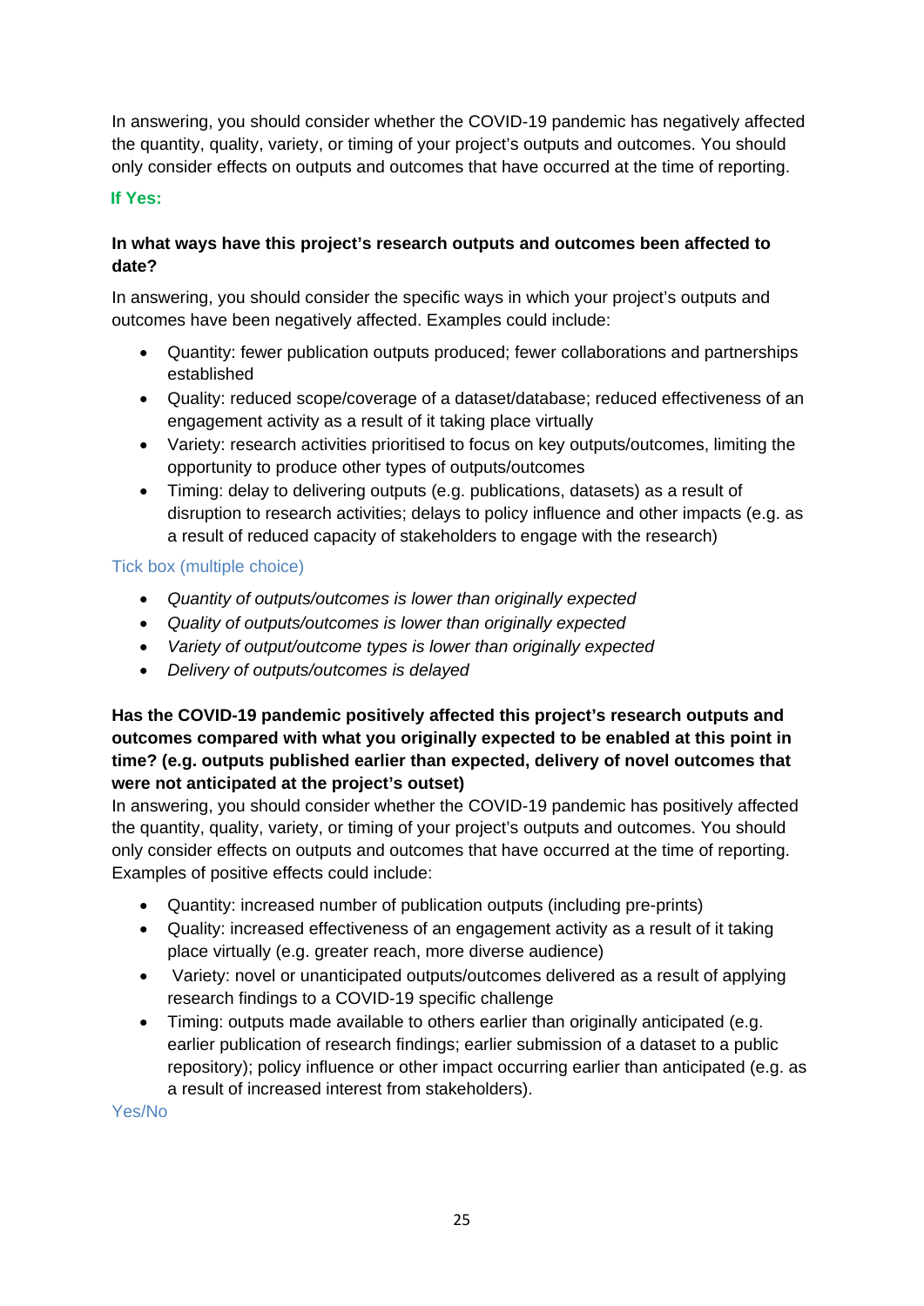In answering, you should consider whether the COVID-19 pandemic has negatively affected the quantity, quality, variety, or timing of your project's outputs and outcomes. You should only consider effects on outputs and outcomes that have occurred at the time of reporting.

**If Yes:**

**In what ways have this project's research outputs and outcomes been affected to date?**

In answering, you should consider the specific ways in which your project's outputs and outcomes have been negatively affected. Examples could include:

- Quantity: fewer publication outputs produced; fewer collaborations and partnerships established
- Quality: reduced scope/coverage of a dataset/database; reduced effectiveness of an engagement activity as a result of it taking place virtually
- Variety: research activities prioritised to focus on key outputs/outcomes, limiting the opportunity to produce other types of outputs/outcomes
- Timing: delay to delivering outputs (e.g. publications, datasets) as a result of disruption to research activities; delays to policy influence and other impacts (e.g. as a result of reduced capacity of stakeholders to engage with the research)

Tick box (multiple choice)

- *Quantity of outputs/outcomes is lower than originally expected*
- *Quality of outputs/outcomes is lower than originally expected*
- *Variety of output/outcome types is lower than originally expected*
- *Delivery of outputs/outcomes is delayed*

**Has the COVID-19 pandemic positively affected this project's research outputs and outcomes compared with what you originally expected to be enabled at this point in time? (e.g. outputs published earlier than expected, delivery of novel outcomes that were not anticipated at the project's outset)**

In answering, you should consider whether the COVID-19 pandemic has positively affected the quantity, quality, variety, or timing of your project's outputs and outcomes. You should only consider effects on outputs and outcomes that have occurred at the time of reporting. Examples of positive effects could include:

- Quantity: increased number of publication outputs (including pre-prints)
- Quality: increased effectiveness of an engagement activity as a result of it taking place virtually (e.g. greater reach, more diverse audience)
- Variety: novel or unanticipated outputs/outcomes delivered as a result of applying research findings to a COVID-19 specific challenge
- Timing: outputs made available to others earlier than originally anticipated (e.g. earlier publication of research findings; earlier submission of a dataset to a public repository); policy influence or other impact occurring earlier than anticipated (e.g. as a result of increased interest from stakeholders).

Yes/No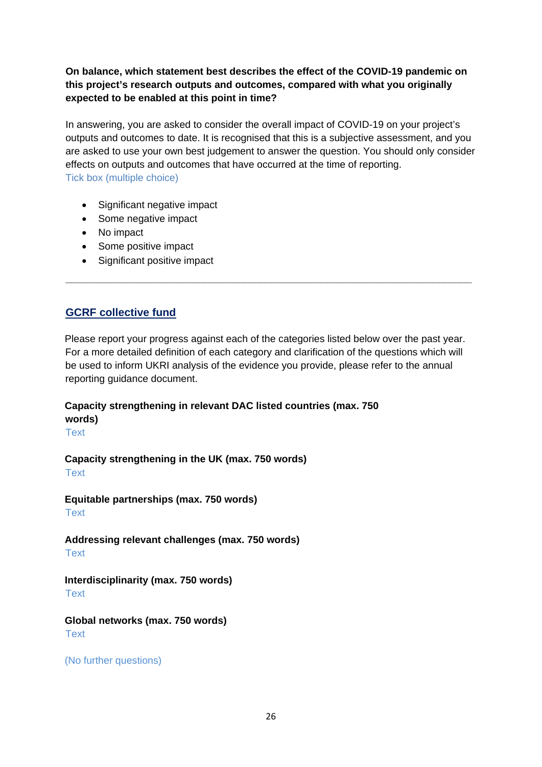**On balance, which statement best describes the effect of the COVID-19 pandemic on this project's research outputs and outcomes, compared with what you originally expected to be enabled at this point in time?**

In answering, you are asked to consider the overall impact of COVID-19 on your project's outputs and outcomes to date. It is recognised that this is a subjective assessment, and you are asked to use your own best judgement to answer the question. You should only consider effects on outputs and outcomes that have occurred at the time of reporting.
Tick box (multiple choice)

- Significant negative impact
- Some negative impact
- No impact
- Some positive impact
- Significant positive impact

---

## GCRF collective fund

Please report your progress against each of the categories listed below over the past year. For a more detailed definition of each category and clarification of the questions which will be used to inform UKRI analysis of the evidence you provide, please refer to the annual reporting guidance document.

**Capacity strengthening in relevant DAC listed countries (max. 750 words)**
Text

**Capacity strengthening in the UK (max. 750 words)**
Text

**Equitable partnerships (max. 750 words)**
Text

**Addressing relevant challenges (max. 750 words)**
Text

**Interdisciplinarity (max. 750 words)**
Text

**Global networks (max. 750 words)**
Text

(No further questions)